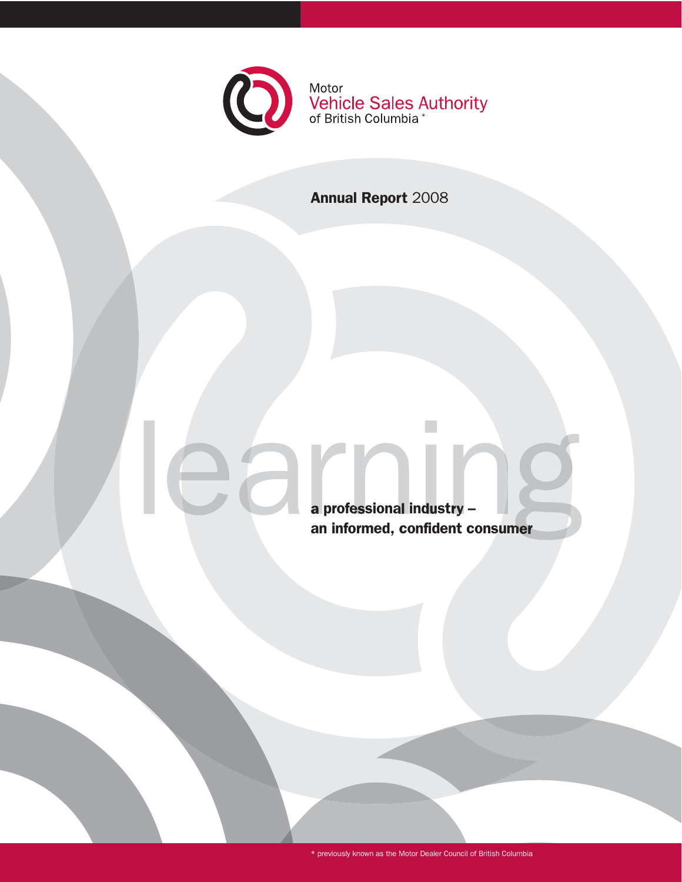Motor
Vehicle Sales Authority
of British Columbia *

# Annual Report 2008

learning

**a professional industry –**
**an informed, confident consumer**

* previously known as the Motor Dealer Council of British Columbia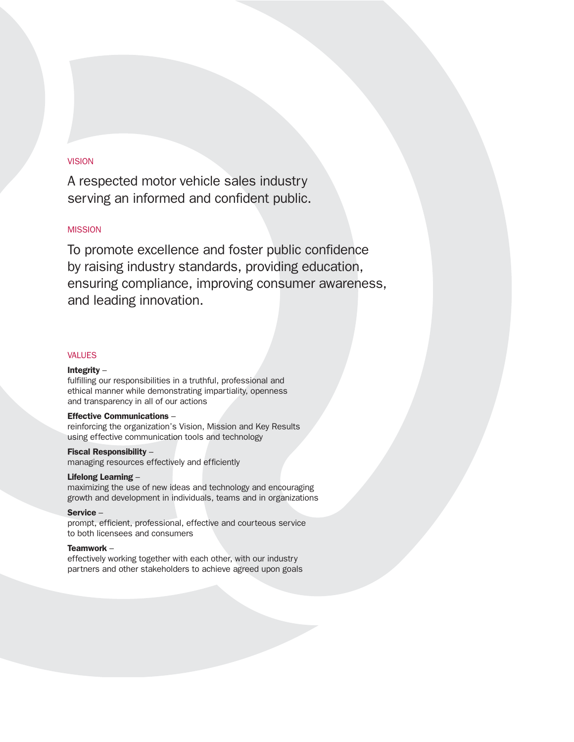## VISION

A respected motor vehicle sales industry serving an informed and confident public.

## MISSION

To promote excellence and foster public confidence by raising industry standards, providing education, ensuring compliance, improving consumer awareness, and leading innovation.

## VALUES

**Integrity** –
fulfilling our responsibilities in a truthful, professional and ethical manner while demonstrating impartiality, openness and transparency in all of our actions

**Effective Communications** –
reinforcing the organization's Vision, Mission and Key Results using effective communication tools and technology

**Fiscal Responsibility** –
managing resources effectively and efficiently

**Lifelong Learning** –
maximizing the use of new ideas and technology and encouraging growth and development in individuals, teams and in organizations

**Service** –
prompt, efficient, professional, effective and courteous service to both licensees and consumers

**Teamwork** –
effectively working together with each other, with our industry partners and other stakeholders to achieve agreed upon goals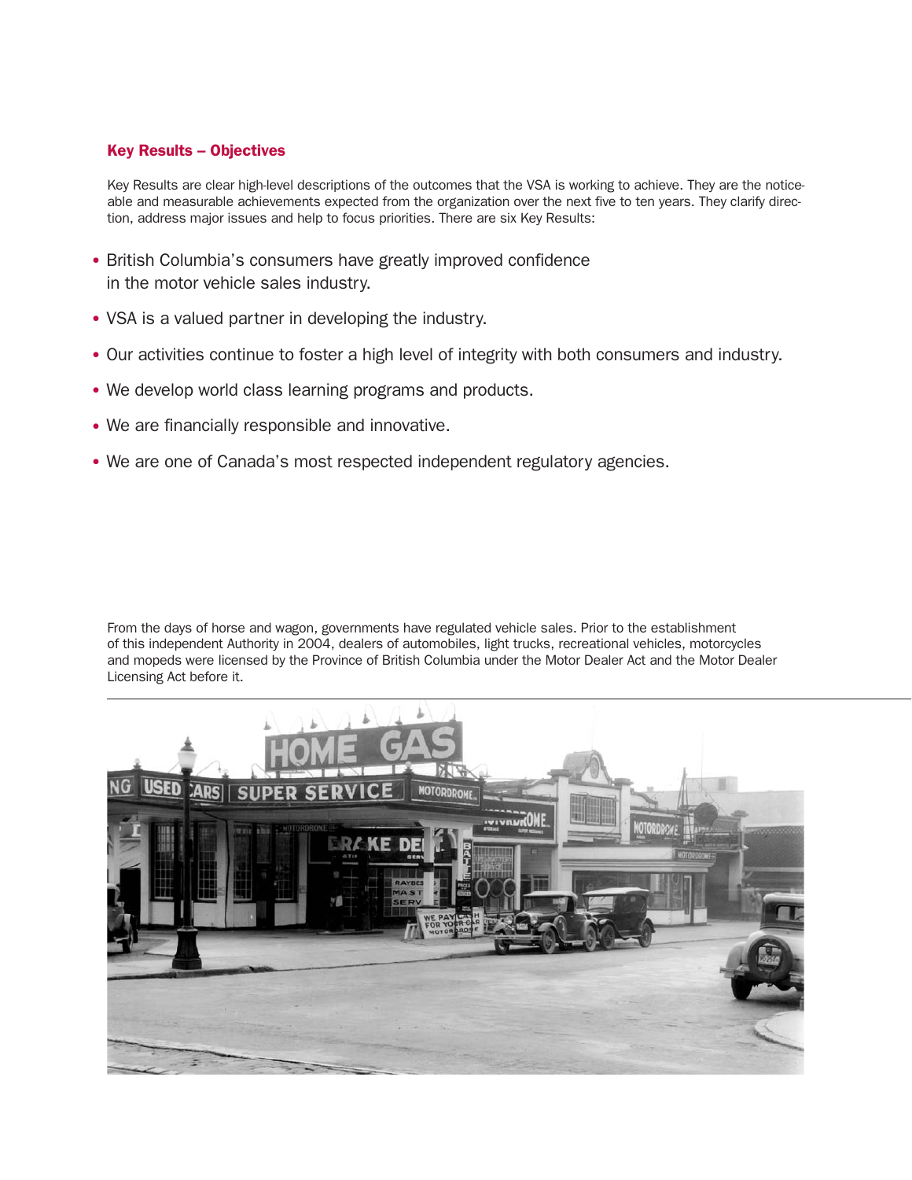## Key Results – Objectives

Key Results are clear high-level descriptions of the outcomes that the VSA is working to achieve. They are the noticeable and measurable achievements expected from the organization over the next five to ten years. They clarify direction, address major issues and help to focus priorities. There are six Key Results:

- British Columbia's consumers have greatly improved confidence in the motor vehicle sales industry.
- VSA is a valued partner in developing the industry.
- Our activities continue to foster a high level of integrity with both consumers and industry.
- We develop world class learning programs and products.
- We are financially responsible and innovative.
- We are one of Canada's most respected independent regulatory agencies.

From the days of horse and wagon, governments have regulated vehicle sales. Prior to the establishment of this independent Authority in 2004, dealers of automobiles, light trucks, recreational vehicles, motorcycles and mopeds were licensed by the Province of British Columbia under the Motor Dealer Act and the Motor Dealer Licensing Act before it.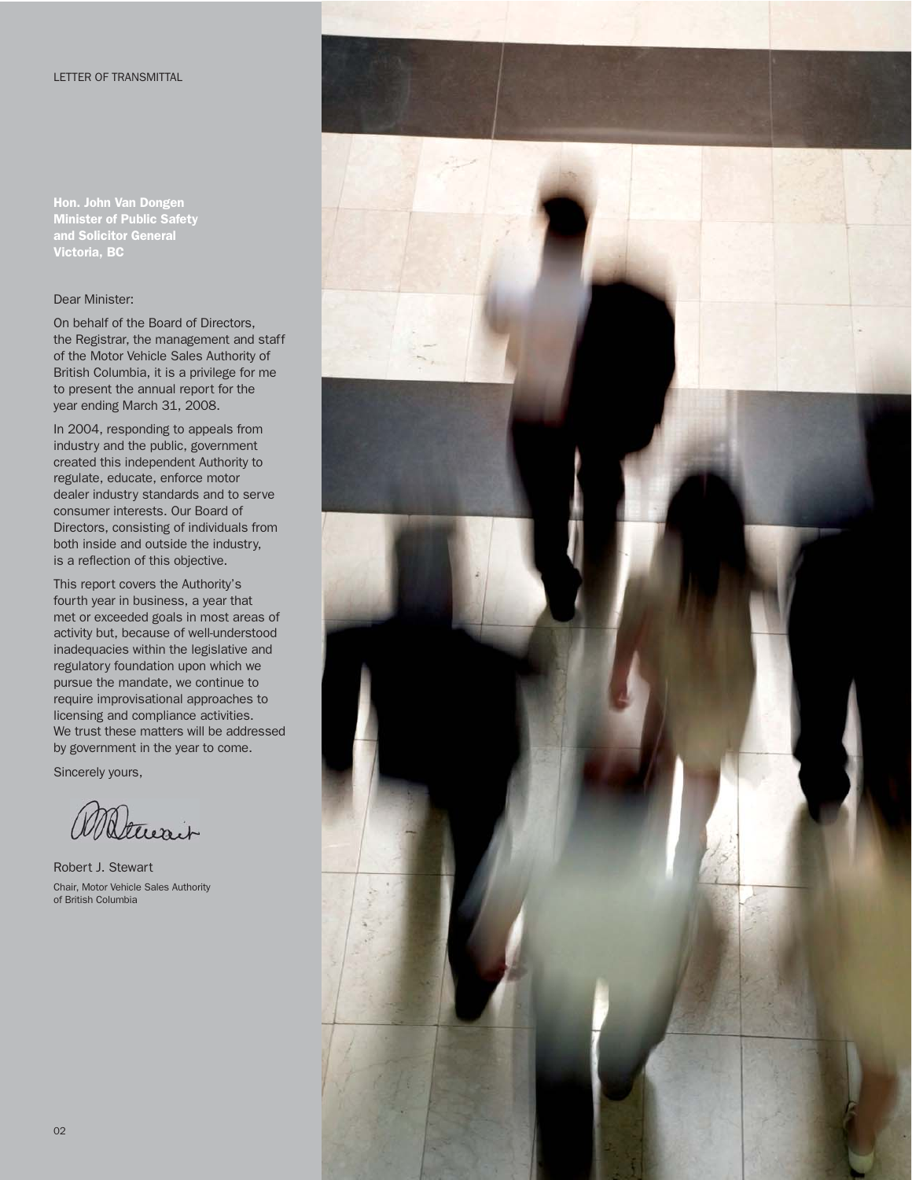LETTER OF TRANSMITTAL

**Hon. John Van Dongen**
**Minister of Public Safety**
**and Solicitor General**
**Victoria, BC**

Dear Minister:

On behalf of the Board of Directors, the Registrar, the management and staff of the Motor Vehicle Sales Authority of British Columbia, it is a privilege for me to present the annual report for the year ending March 31, 2008.

In 2004, responding to appeals from industry and the public, government created this independent Authority to regulate, educate, enforce motor dealer industry standards and to serve consumer interests. Our Board of Directors, consisting of individuals from both inside and outside the industry, is a reflection of this objective.

This report covers the Authority's fourth year in business, a year that met or exceeded goals in most areas of activity but, because of well-understood inadequacies within the legislative and regulatory foundation upon which we pursue the mandate, we continue to require improvisational approaches to licensing and compliance activities. We trust these matters will be addressed by government in the year to come.

Sincerely yours,

Robert J. Stewart
Chair, Motor Vehicle Sales Authority of British Columbia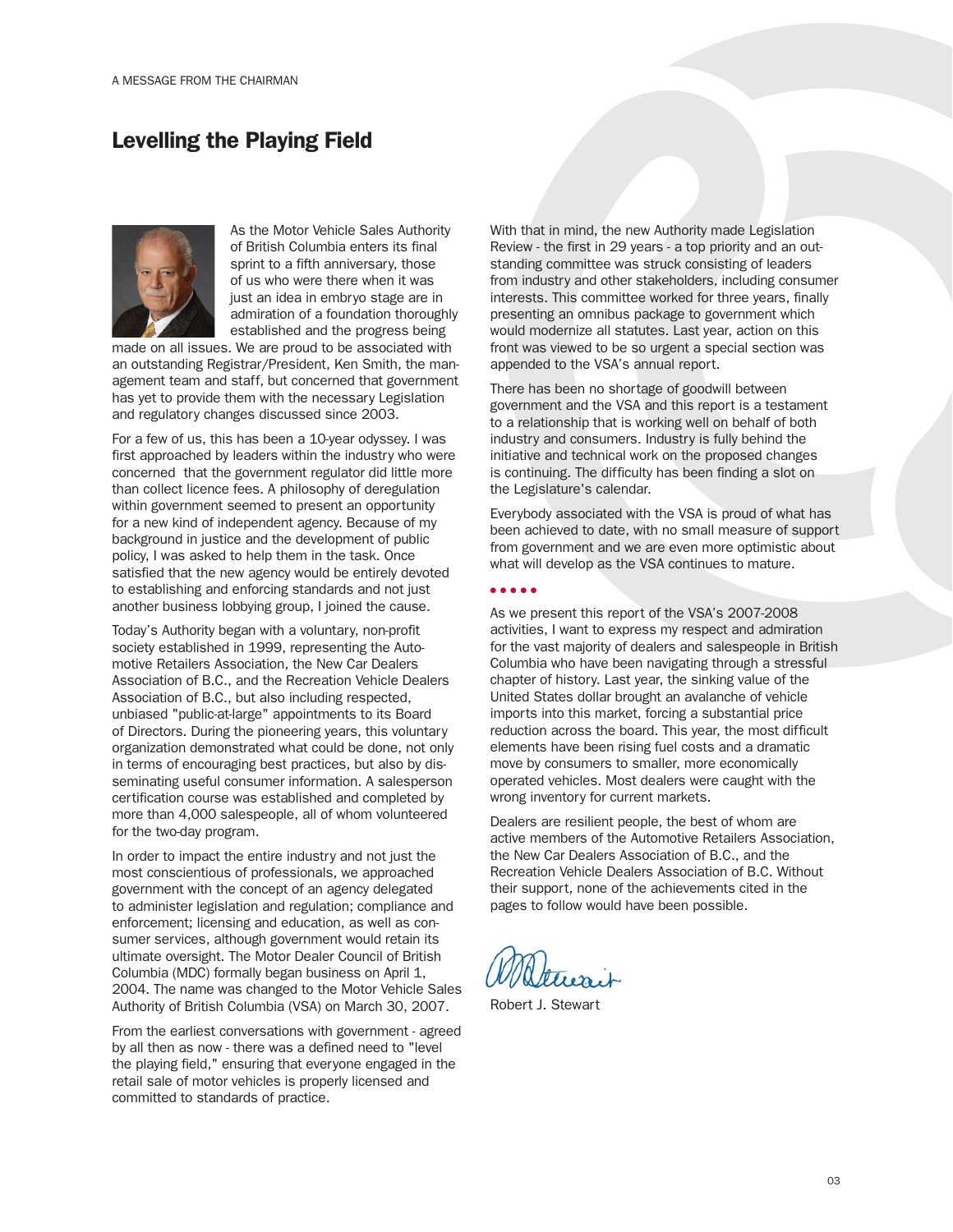A MESSAGE FROM THE CHAIRMAN

# Levelling the Playing Field

As the Motor Vehicle Sales Authority of British Columbia enters its final sprint to a fifth anniversary, those of us who were there when it was just an idea in embryo stage are in admiration of a foundation thoroughly established and the progress being made on all issues. We are proud to be associated with an outstanding Registrar/President, Ken Smith, the management team and staff, but concerned that government has yet to provide them with the necessary Legislation and regulatory changes discussed since 2003.

For a few of us, this has been a 10-year odyssey. I was first approached by leaders within the industry who were concerned that the government regulator did little more than collect licence fees. A philosophy of deregulation within government seemed to present an opportunity for a new kind of independent agency. Because of my background in justice and the development of public policy, I was asked to help them in the task. Once satisfied that the new agency would be entirely devoted to establishing and enforcing standards and not just another business lobbying group, I joined the cause.

Today's Authority began with a voluntary, non-profit society established in 1999, representing the Automotive Retailers Association, the New Car Dealers Association of B.C., and the Recreation Vehicle Dealers Association of B.C., but also including respected, unbiased "public-at-large" appointments to its Board of Directors. During the pioneering years, this voluntary organization demonstrated what could be done, not only in terms of encouraging best practices, but also by disseminating useful consumer information. A salesperson certification course was established and completed by more than 4,000 salespeople, all of whom volunteered for the two-day program.

In order to impact the entire industry and not just the most conscientious of professionals, we approached government with the concept of an agency delegated to administer legislation and regulation; compliance and enforcement; licensing and education, as well as consumer services, although government would retain its ultimate oversight. The Motor Dealer Council of British Columbia (MDC) formally began business on April 1, 2004. The name was changed to the Motor Vehicle Sales Authority of British Columbia (VSA) on March 30, 2007.

From the earliest conversations with government - agreed by all then as now - there was a defined need to "level the playing field," ensuring that everyone engaged in the retail sale of motor vehicles is properly licensed and committed to standards of practice.

With that in mind, the new Authority made Legislation Review - the first in 29 years - a top priority and an outstanding committee was struck consisting of leaders from industry and other stakeholders, including consumer interests. This committee worked for three years, finally presenting an omnibus package to government which would modernize all statutes. Last year, action on this front was viewed to be so urgent a special section was appended to the VSA's annual report.

There has been no shortage of goodwill between government and the VSA and this report is a testament to a relationship that is working well on behalf of both industry and consumers. Industry is fully behind the initiative and technical work on the proposed changes is continuing. The difficulty has been finding a slot on the Legislature's calendar.

Everybody associated with the VSA is proud of what has been achieved to date, with no small measure of support from government and we are even more optimistic about what will develop as the VSA continues to mature.

• • • • •

As we present this report of the VSA's 2007-2008 activities, I want to express my respect and admiration for the vast majority of dealers and salespeople in British Columbia who have been navigating through a stressful chapter of history. Last year, the sinking value of the United States dollar brought an avalanche of vehicle imports into this market, forcing a substantial price reduction across the board. This year, the most difficult elements have been rising fuel costs and a dramatic move by consumers to smaller, more economically operated vehicles. Most dealers were caught with the wrong inventory for current markets.

Dealers are resilient people, the best of whom are active members of the Automotive Retailers Association, the New Car Dealers Association of B.C., and the Recreation Vehicle Dealers Association of B.C. Without their support, none of the achievements cited in the pages to follow would have been possible.

Robert J. Stewart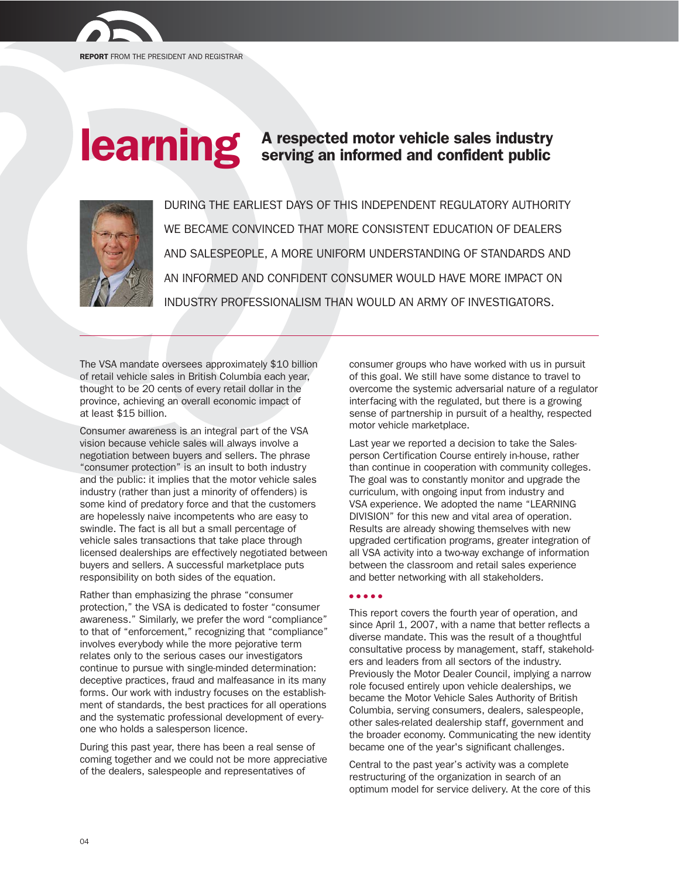REPORT FROM THE PRESIDENT AND REGISTRAR

# learning

## A respected motor vehicle sales industry serving an informed and confident public

DURING THE EARLIEST DAYS OF THIS INDEPENDENT REGULATORY AUTHORITY WE BECAME CONVINCED THAT MORE CONSISTENT EDUCATION OF DEALERS AND SALESPEOPLE, A MORE UNIFORM UNDERSTANDING OF STANDARDS AND AN INFORMED AND CONFIDENT CONSUMER WOULD HAVE MORE IMPACT ON INDUSTRY PROFESSIONALISM THAN WOULD AN ARMY OF INVESTIGATORS.

---

The VSA mandate oversees approximately $10 billion of retail vehicle sales in British Columbia each year, thought to be 20 cents of every retail dollar in the province, achieving an overall economic impact of at least $15 billion.

Consumer awareness is an integral part of the VSA vision because vehicle sales will always involve a negotiation between buyers and sellers. The phrase "consumer protection" is an insult to both industry and the public: it implies that the motor vehicle sales industry (rather than just a minority of offenders) is some kind of predatory force and that the customers are hopelessly naive incompetents who are easy to swindle. The fact is all but a small percentage of vehicle sales transactions that take place through licensed dealerships are effectively negotiated between buyers and sellers. A successful marketplace puts responsibility on both sides of the equation.

Rather than emphasizing the phrase "consumer protection," the VSA is dedicated to foster "consumer awareness." Similarly, we prefer the word "compliance" to that of "enforcement," recognizing that "compliance" involves everybody while the more pejorative term relates only to the serious cases our investigators continue to pursue with single-minded determination: deceptive practices, fraud and malfeasance in its many forms. Our work with industry focuses on the establishment of standards, the best practices for all operations and the systematic professional development of everyone who holds a salesperson licence.

During this past year, there has been a real sense of coming together and we could not be more appreciative of the dealers, salespeople and representatives of consumer groups who have worked with us in pursuit of this goal. We still have some distance to travel to overcome the systemic adversarial nature of a regulator interfacing with the regulated, but there is a growing sense of partnership in pursuit of a healthy, respected motor vehicle marketplace.

Last year we reported a decision to take the Salesperson Certification Course entirely in-house, rather than continue in cooperation with community colleges. The goal was to constantly monitor and upgrade the curriculum, with ongoing input from industry and VSA experience. We adopted the name "LEARNING DIVISION" for this new and vital area of operation. Results are already showing themselves with new upgraded certification programs, greater integration of all VSA activity into a two-way exchange of information between the classroom and retail sales experience and better networking with all stakeholders.

•••••

This report covers the fourth year of operation, and since April 1, 2007, with a name that better reflects a diverse mandate. This was the result of a thoughtful consultative process by management, staff, stakeholders and leaders from all sectors of the industry. Previously the Motor Dealer Council, implying a narrow role focused entirely upon vehicle dealerships, we became the Motor Vehicle Sales Authority of British Columbia, serving consumers, dealers, salespeople, other sales-related dealership staff, government and the broader economy. Communicating the new identity became one of the year's significant challenges.

Central to the past year's activity was a complete restructuring of the organization in search of an optimum model for service delivery. At the core of this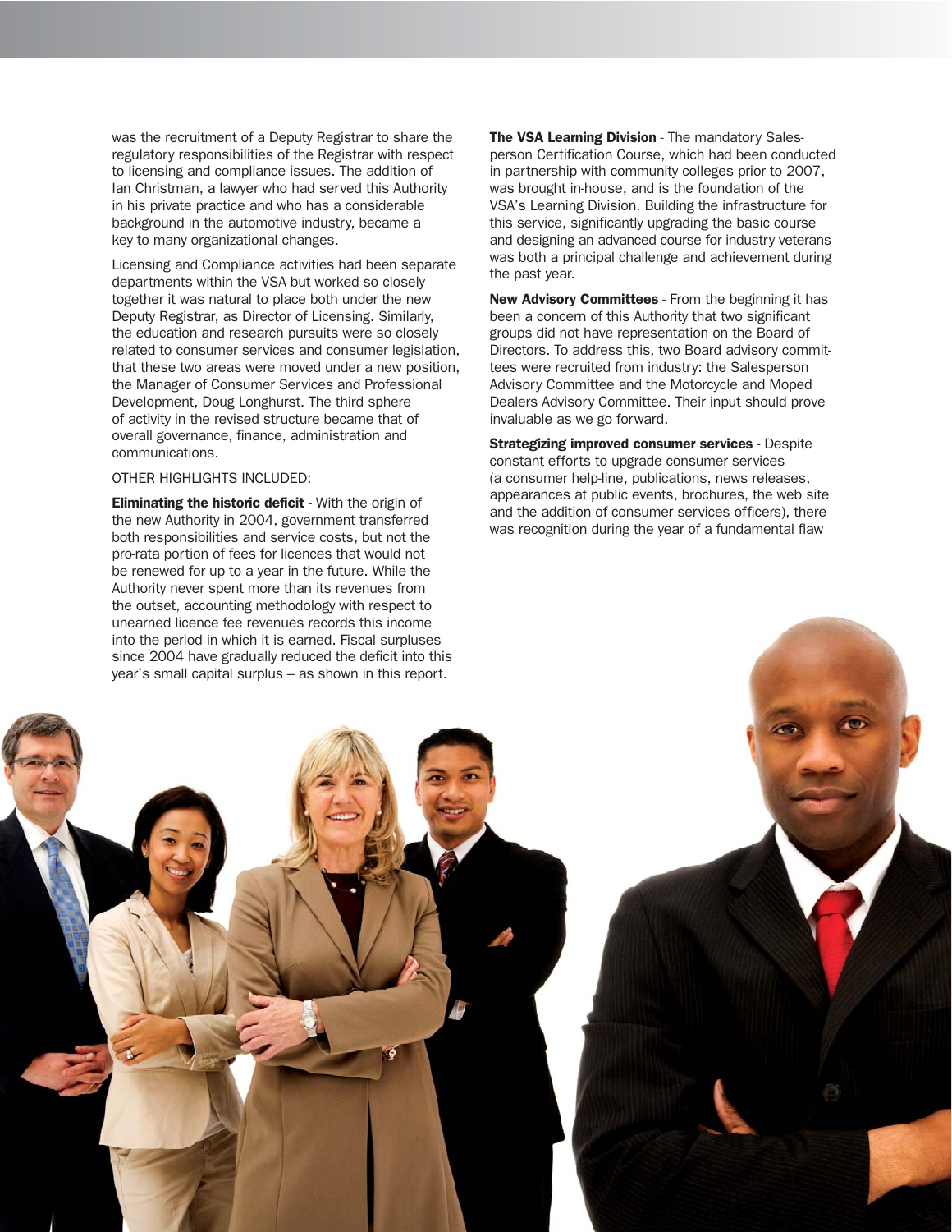was the recruitment of a Deputy Registrar to share the regulatory responsibilities of the Registrar with respect to licensing and compliance issues. The addition of Ian Christman, a lawyer who had served this Authority in his private practice and who has a considerable background in the automotive industry, became a key to many organizational changes.

Licensing and Compliance activities had been separate departments within the VSA but worked so closely together it was natural to place both under the new Deputy Registrar, as Director of Licensing. Similarly, the education and research pursuits were so closely related to consumer services and consumer legislation, that these two areas were moved under a new position, the Manager of Consumer Services and Professional Development, Doug Longhurst. The third sphere of activity in the revised structure became that of overall governance, finance, administration and communications.

OTHER HIGHLIGHTS INCLUDED:

**Eliminating the historic deficit** - With the origin of the new Authority in 2004, government transferred both responsibilities and service costs, but not the pro-rata portion of fees for licences that would not be renewed for up to a year in the future. While the Authority never spent more than its revenues from the outset, accounting methodology with respect to unearned licence fee revenues records this income into the period in which it is earned. Fiscal surpluses since 2004 have gradually reduced the deficit into this year's small capital surplus – as shown in this report.

**The VSA Learning Division** - The mandatory Salesperson Certification Course, which had been conducted in partnership with community colleges prior to 2007, was brought in-house, and is the foundation of the VSA's Learning Division. Building the infrastructure for this service, significantly upgrading the basic course and designing an advanced course for industry veterans was both a principal challenge and achievement during the past year.

**New Advisory Committees** - From the beginning it has been a concern of this Authority that two significant groups did not have representation on the Board of Directors. To address this, two Board advisory committees were recruited from industry: the Salesperson Advisory Committee and the Motorcycle and Moped Dealers Advisory Committee. Their input should prove invaluable as we go forward.

**Strategizing improved consumer services** - Despite constant efforts to upgrade consumer services (a consumer help-line, publications, news releases, appearances at public events, brochures, the web site and the addition of consumer services officers), there was recognition during the year of a fundamental flaw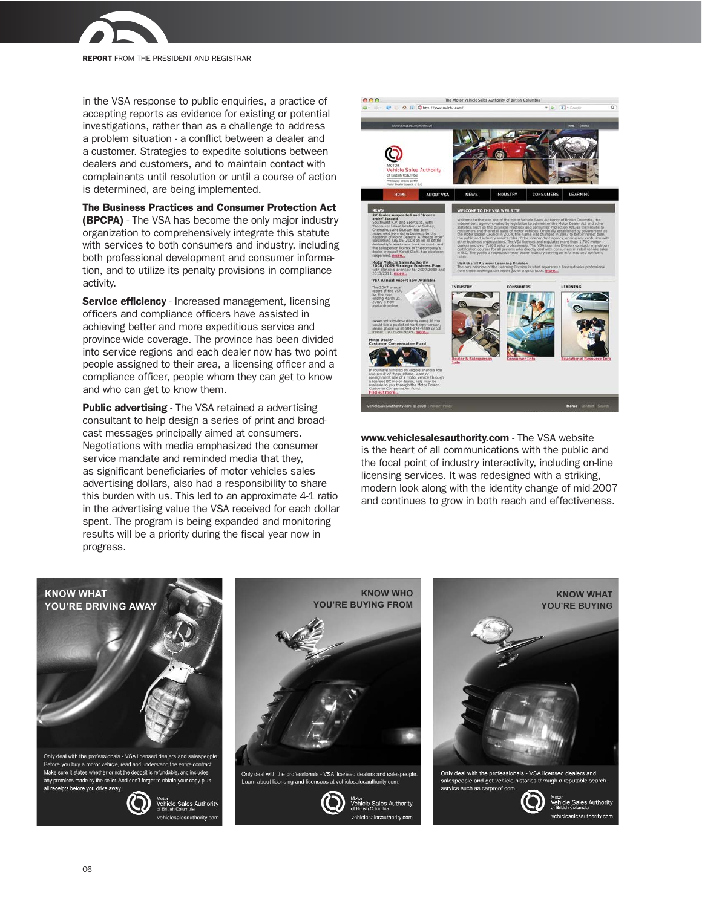in the VSA response to public enquiries, a practice of accepting reports as evidence for existing or potential investigations, rather than as a challenge to address a problem situation - a conflict between a dealer and a customer. Strategies to expedite solutions between dealers and customers, and to maintain contact with complainants until resolution or until a course of action is determined, are being implemented.

**The Business Practices and Consumer Protection Act (BPCPA)** - The VSA has become the only major industry organization to comprehensively integrate this statute with services to both consumers and industry, including both professional development and consumer information, and to utilize its penalty provisions in compliance activity.

**Service efficiency** - Increased management, licensing officers and compliance officers have assisted in achieving better and more expeditious service and province-wide coverage. The province has been divided into service regions and each dealer now has two point people assigned to their area, a licensing officer and a compliance officer, people whom they can get to know and who can get to know them.

**Public advertising** - The VSA retained a advertising consultant to help design a series of print and broadcast messages principally aimed at consumers. Negotiations with media emphasized the consumer service mandate and reminded media that they, as significant beneficiaries of motor vehicles sales advertising dollars, also had a responsibility to share this burden with us. This led to an approximate 4-1 ratio in the advertising value the VSA received for each dollar spent. The program is being expanded and monitoring results will be a priority during the fiscal year now in progress.

**www.vehiclesalesauthority.com** - The VSA website is the heart of all communications with the public and the focal point of industry interactivity, including on-line licensing services. It was redesigned with a striking, modern look along with the identity change of mid-2007 and continues to grow in both reach and effectiveness.

KNOW WHAT YOU'RE DRIVING AWAY

Only deal with the professionals - VSA licensed dealers and salespeople. Before you buy a motor vehicle, read and understand the entire contract. Make sure it states whether or not the deposit is refundable, and includes any promises made by the seller. And don't forget to obtain your copy plus all receipts before you drive away.

Motor Vehicle Sales Authority of British Columbia
vehiclesalesauthority.com

KNOW WHO YOU'RE BUYING FROM

Only deal with the professionals - VSA licensed dealers and salespeople. Learn about licensing and licensees at vehiclesalesauthority.com.

Motor Vehicle Sales Authority of British Columbia
vehiclesalesauthority.com

KNOW WHAT YOU'RE BUYING

Only deal with the professionals - VSA licensed dealers and salespeople and get vehicle histories through a reputable search service such as carproof.com.

Motor Vehicle Sales Authority of British Columbia
vehiclesalesauthority.com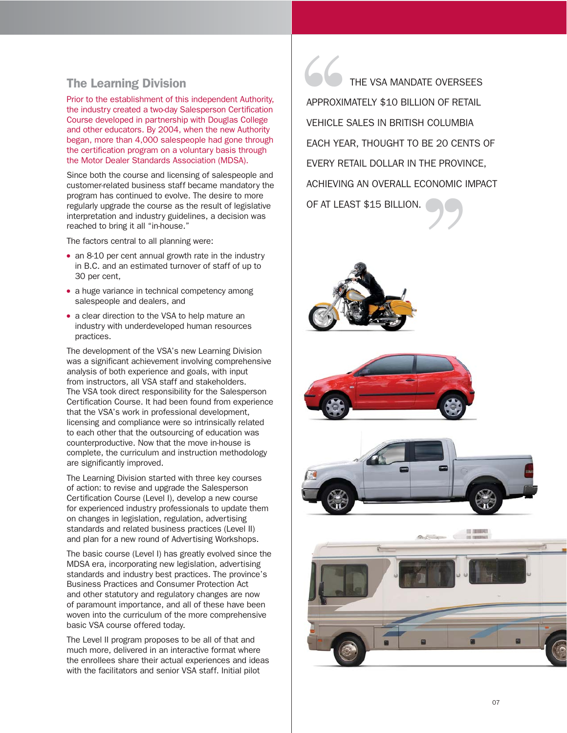## The Learning Division

Prior to the establishment of this independent Authority, the industry created a two-day Salesperson Certification Course developed in partnership with Douglas College and other educators. By 2004, when the new Authority began, more than 4,000 salespeople had gone through the certification program on a voluntary basis through the Motor Dealer Standards Association (MDSA).

Since both the course and licensing of salespeople and customer-related business staff became mandatory the program has continued to evolve. The desire to more regularly upgrade the course as the result of legislative interpretation and industry guidelines, a decision was reached to bring it all "in-house."

The factors central to all planning were:

- an 8-10 per cent annual growth rate in the industry in B.C. and an estimated turnover of staff of up to 30 per cent,
- a huge variance in technical competency among salespeople and dealers, and
- a clear direction to the VSA to help mature an industry with underdeveloped human resources practices.

The development of the VSA's new Learning Division was a significant achievement involving comprehensive analysis of both experience and goals, with input from instructors, all VSA staff and stakeholders. The VSA took direct responsibility for the Salesperson Certification Course. It had been found from experience that the VSA's work in professional development, licensing and compliance were so intrinsically related to each other that the outsourcing of education was counterproductive. Now that the move in-house is complete, the curriculum and instruction methodology are significantly improved.

The Learning Division started with three key courses of action: to revise and upgrade the Salesperson Certification Course (Level I), develop a new course for experienced industry professionals to update them on changes in legislation, regulation, advertising standards and related business practices (Level II) and plan for a new round of Advertising Workshops.

The basic course (Level I) has greatly evolved since the MDSA era, incorporating new legislation, advertising standards and industry best practices. The province's Business Practices and Consumer Protection Act and other statutory and regulatory changes are now of paramount importance, and all of these have been woven into the curriculum of the more comprehensive basic VSA course offered today.

The Level II program proposes to be all of that and much more, delivered in an interactive format where the enrollees share their actual experiences and ideas with the facilitators and senior VSA staff. Initial pilot

> "THE VSA MANDATE OVERSEES APPROXIMATELY $10 BILLION OF RETAIL VEHICLE SALES IN BRITISH COLUMBIA EACH YEAR, THOUGHT TO BE 20 CENTS OF EVERY RETAIL DOLLAR IN THE PROVINCE, ACHIEVING AN OVERALL ECONOMIC IMPACT OF AT LEAST $15 BILLION."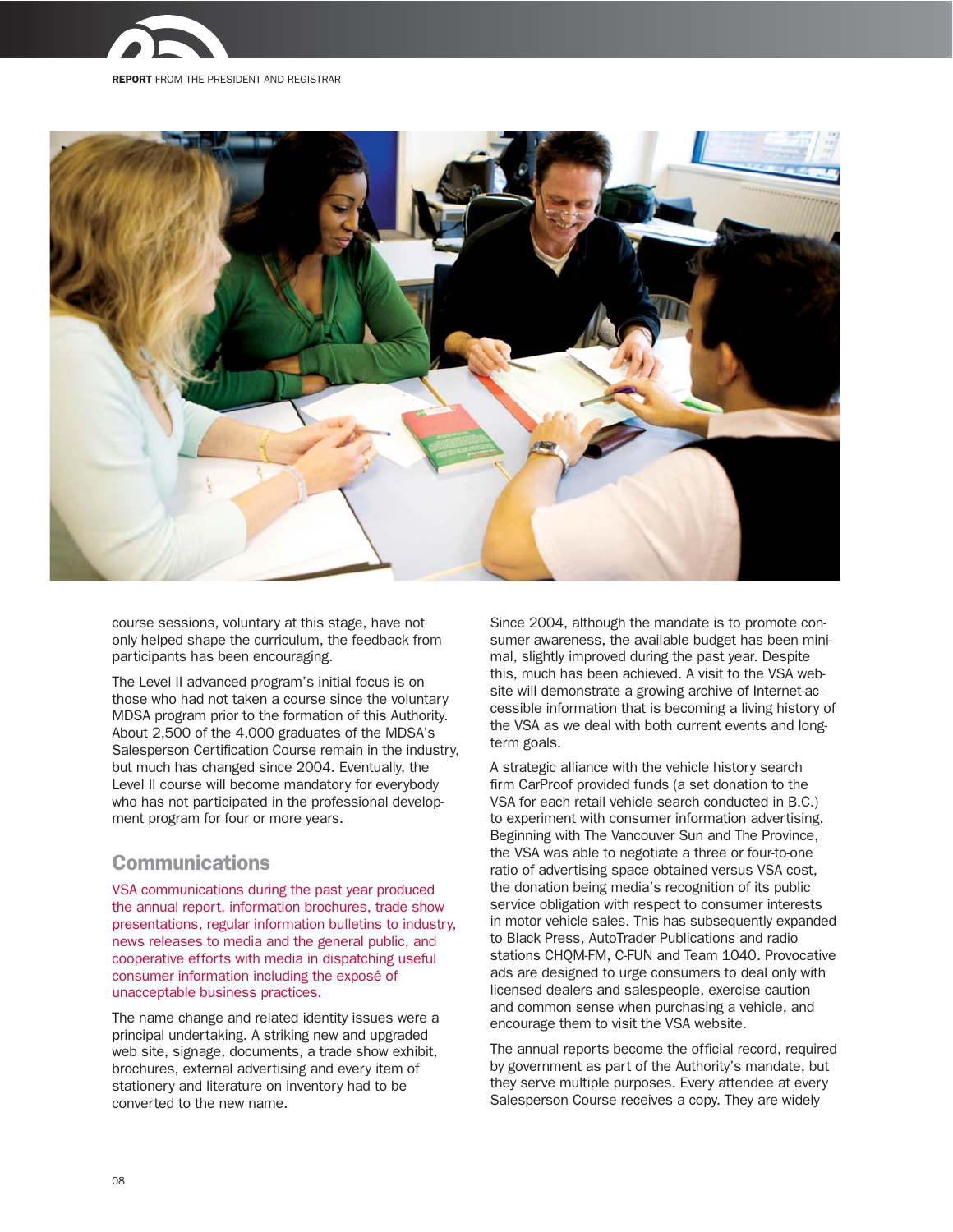course sessions, voluntary at this stage, have not only helped shape the curriculum, the feedback from participants has been encouraging.

The Level II advanced program's initial focus is on those who had not taken a course since the voluntary MDSA program prior to the formation of this Authority. About 2,500 of the 4,000 graduates of the MDSA's Salesperson Certification Course remain in the industry, but much has changed since 2004. Eventually, the Level II course will become mandatory for everybody who has not participated in the professional development program for four or more years.

## Communications

VSA communications during the past year produced the annual report, information brochures, trade show presentations, regular information bulletins to industry, news releases to media and the general public, and cooperative efforts with media in dispatching useful consumer information including the exposé of unacceptable business practices.

The name change and related identity issues were a principal undertaking. A striking new and upgraded web site, signage, documents, a trade show exhibit, brochures, external advertising and every item of stationery and literature on inventory had to be converted to the new name.

Since 2004, although the mandate is to promote consumer awareness, the available budget has been minimal, slightly improved during the past year. Despite this, much has been achieved. A visit to the VSA website will demonstrate a growing archive of Internet-accessible information that is becoming a living history of the VSA as we deal with both current events and long-term goals.

A strategic alliance with the vehicle history search firm CarProof provided funds (a set donation to the VSA for each retail vehicle search conducted in B.C.) to experiment with consumer information advertising. Beginning with The Vancouver Sun and The Province, the VSA was able to negotiate a three or four-to-one ratio of advertising space obtained versus VSA cost, the donation being media's recognition of its public service obligation with respect to consumer interests in motor vehicle sales. This has subsequently expanded to Black Press, AutoTrader Publications and radio stations CHQM-FM, C-FUN and Team 1040. Provocative ads are designed to urge consumers to deal only with licensed dealers and salespeople, exercise caution and common sense when purchasing a vehicle, and encourage them to visit the VSA website.

The annual reports become the official record, required by government as part of the Authority's mandate, but they serve multiple purposes. Every attendee at every Salesperson Course receives a copy. They are widely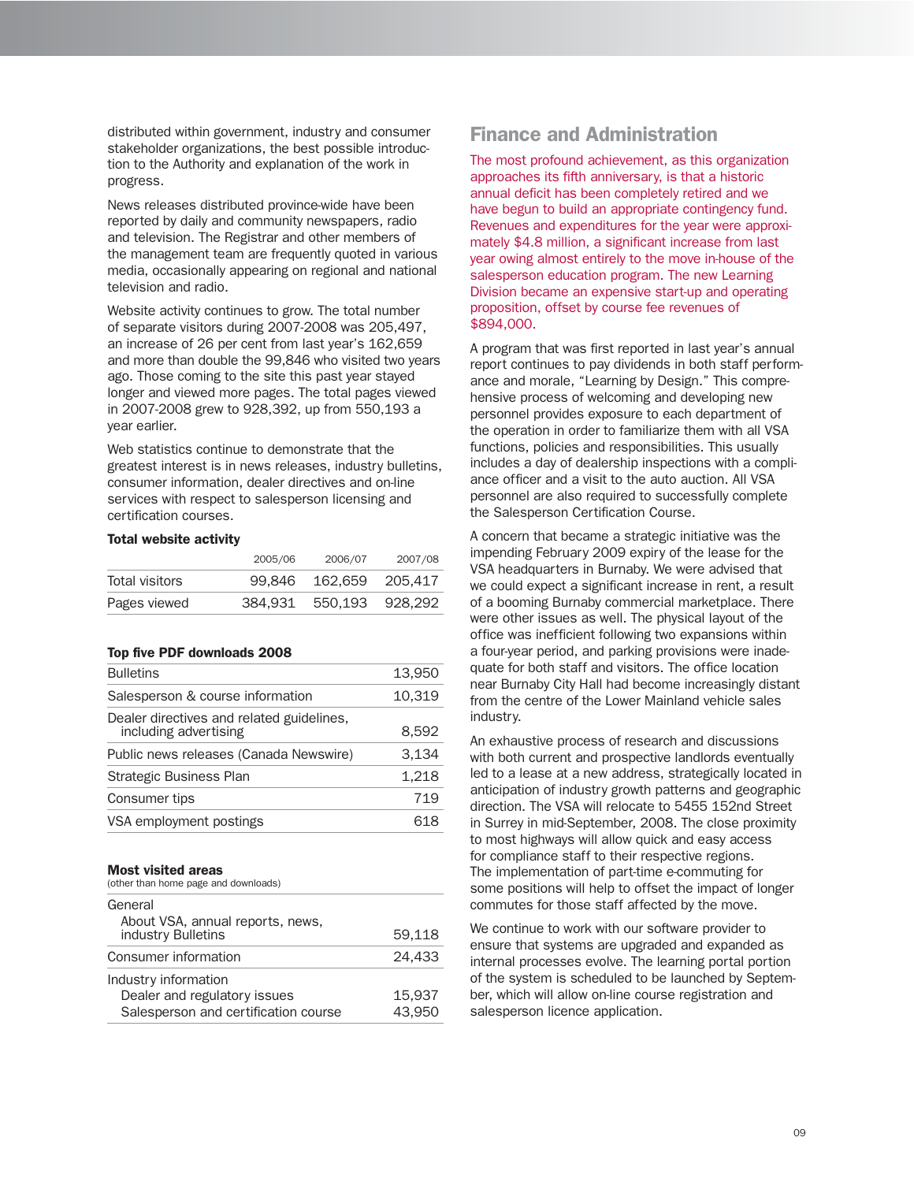distributed within government, industry and consumer stakeholder organizations, the best possible introduction to the Authority and explanation of the work in progress.

News releases distributed province-wide have been reported by daily and community newspapers, radio and television. The Registrar and other members of the management team are frequently quoted in various media, occasionally appearing on regional and national television and radio.

Website activity continues to grow. The total number of separate visitors during 2007-2008 was 205,497, an increase of 26 per cent from last year's 162,659 and more than double the 99,846 who visited two years ago. Those coming to the site this past year stayed longer and viewed more pages. The total pages viewed in 2007-2008 grew to 928,392, up from 550,193 a year earlier.

Web statistics continue to demonstrate that the greatest interest is in news releases, industry bulletins, consumer information, dealer directives and on-line services with respect to salesperson licensing and certification courses.

**Total website activity**

| | 2005/06 | 2006/07 | 2007/08 |
|---|---|---|---|
| Total visitors | 99,846 | 162,659 | 205,417 |
| Pages viewed | 384,931 | 550,193 | 928,292 |

**Top five PDF downloads 2008**

| | |
|---|---|
| Bulletins | 13,950 |
| Salesperson & course information | 10,319 |
| Dealer directives and related guidelines, including advertising | 8,592 |
| Public news releases (Canada Newswire) | 3,134 |
| Strategic Business Plan | 1,218 |
| Consumer tips | 719 |
| VSA employment postings | 618 |

**Most visited areas**
(other than home page and downloads)

| | |
|---|---|
| General | |
| About VSA, annual reports, news, industry Bulletins | 59,118 |
| Consumer information | 24,433 |
| Industry information | |
| Dealer and regulatory issues | 15,937 |
| Salesperson and certification course | 43,950 |

## Finance and Administration

The most profound achievement, as this organization approaches its fifth anniversary, is that a historic annual deficit has been completely retired and we have begun to build an appropriate contingency fund. Revenues and expenditures for the year were approximately $4.8 million, a significant increase from last year owing almost entirely to the move in-house of the salesperson education program. The new Learning Division became an expensive start-up and operating proposition, offset by course fee revenues of $894,000.

A program that was first reported in last year's annual report continues to pay dividends in both staff performance and morale, "Learning by Design." This comprehensive process of welcoming and developing new personnel provides exposure to each department of the operation in order to familiarize them with all VSA functions, policies and responsibilities. This usually includes a day of dealership inspections with a compliance officer and a visit to the auto auction. All VSA personnel are also required to successfully complete the Salesperson Certification Course.

A concern that became a strategic initiative was the impending February 2009 expiry of the lease for the VSA headquarters in Burnaby. We were advised that we could expect a significant increase in rent, a result of a booming Burnaby commercial marketplace. There were other issues as well. The physical layout of the office was inefficient following two expansions within a four-year period, and parking provisions were inadequate for both staff and visitors. The office location near Burnaby City Hall had become increasingly distant from the centre of the Lower Mainland vehicle sales industry.

An exhaustive process of research and discussions with both current and prospective landlords eventually led to a lease at a new address, strategically located in anticipation of industry growth patterns and geographic direction. The VSA will relocate to 5455 152nd Street in Surrey in mid-September, 2008. The close proximity to most highways will allow quick and easy access for compliance staff to their respective regions. The implementation of part-time e-commuting for some positions will help to offset the impact of longer commutes for those staff affected by the move.

We continue to work with our software provider to ensure that systems are upgraded and expanded as internal processes evolve. The learning portal portion of the system is scheduled to be launched by September, which will allow on-line course registration and salesperson licence application.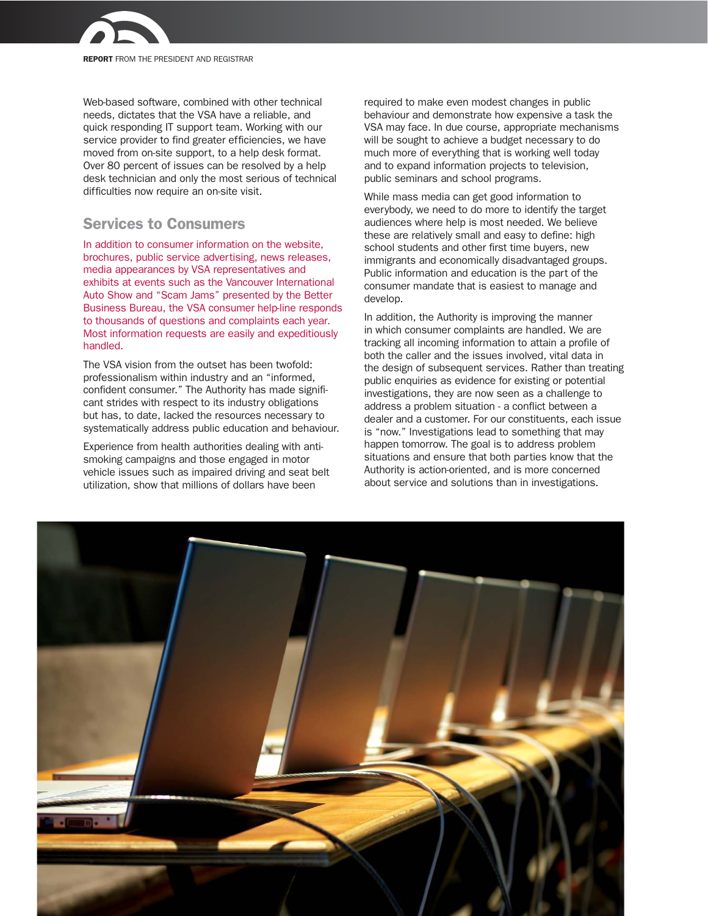Web-based software, combined with other technical needs, dictates that the VSA have a reliable, and quick responding IT support team. Working with our service provider to find greater efficiencies, we have moved from on-site support, to a help desk format. Over 80 percent of issues can be resolved by a help desk technician and only the most serious of technical difficulties now require an on-site visit.

## Services to Consumers

In addition to consumer information on the website, brochures, public service advertising, news releases, media appearances by VSA representatives and exhibits at events such as the Vancouver International Auto Show and "Scam Jams" presented by the Better Business Bureau, the VSA consumer help-line responds to thousands of questions and complaints each year. Most information requests are easily and expeditiously handled.

The VSA vision from the outset has been twofold: professionalism within industry and an "informed, confident consumer." The Authority has made significant strides with respect to its industry obligations but has, to date, lacked the resources necessary to systematically address public education and behaviour.

Experience from health authorities dealing with anti-smoking campaigns and those engaged in motor vehicle issues such as impaired driving and seat belt utilization, show that millions of dollars have been required to make even modest changes in public behaviour and demonstrate how expensive a task the VSA may face. In due course, appropriate mechanisms will be sought to achieve a budget necessary to do much more of everything that is working well today and to expand information projects to television, public seminars and school programs.

While mass media can get good information to everybody, we need to do more to identify the target audiences where help is most needed. We believe these are relatively small and easy to define: high school students and other first time buyers, new immigrants and economically disadvantaged groups. Public information and education is the part of the consumer mandate that is easiest to manage and develop.

In addition, the Authority is improving the manner in which consumer complaints are handled. We are tracking all incoming information to attain a profile of both the caller and the issues involved, vital data in the design of subsequent services. Rather than treating public enquiries as evidence for existing or potential investigations, they are now seen as a challenge to address a problem situation - a conflict between a dealer and a customer. For our constituents, each issue is "now." Investigations lead to something that may happen tomorrow. The goal is to address problem situations and ensure that both parties know that the Authority is action-oriented, and is more concerned about service and solutions than in investigations.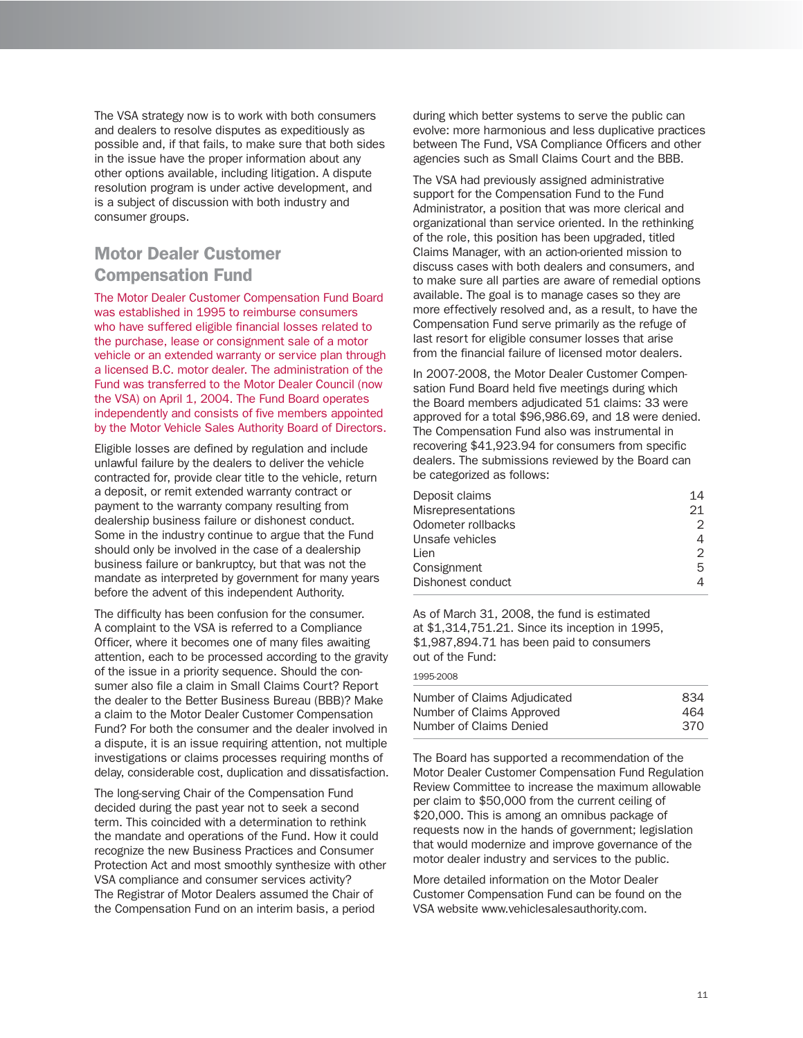The VSA strategy now is to work with both consumers and dealers to resolve disputes as expeditiously as possible and, if that fails, to make sure that both sides in the issue have the proper information about any other options available, including litigation. A dispute resolution program is under active development, and is a subject of discussion with both industry and consumer groups.

## Motor Dealer Customer Compensation Fund

The Motor Dealer Customer Compensation Fund Board was established in 1995 to reimburse consumers who have suffered eligible financial losses related to the purchase, lease or consignment sale of a motor vehicle or an extended warranty or service plan through a licensed B.C. motor dealer. The administration of the Fund was transferred to the Motor Dealer Council (now the VSA) on April 1, 2004. The Fund Board operates independently and consists of five members appointed by the Motor Vehicle Sales Authority Board of Directors.

Eligible losses are defined by regulation and include unlawful failure by the dealers to deliver the vehicle contracted for, provide clear title to the vehicle, return a deposit, or remit extended warranty contract or payment to the warranty company resulting from dealership business failure or dishonest conduct. Some in the industry continue to argue that the Fund should only be involved in the case of a dealership business failure or bankruptcy, but that was not the mandate as interpreted by government for many years before the advent of this independent Authority.

The difficulty has been confusion for the consumer. A complaint to the VSA is referred to a Compliance Officer, where it becomes one of many files awaiting attention, each to be processed according to the gravity of the issue in a priority sequence. Should the consumer also file a claim in Small Claims Court? Report the dealer to the Better Business Bureau (BBB)? Make a claim to the Motor Dealer Customer Compensation Fund? For both the consumer and the dealer involved in a dispute, it is an issue requiring attention, not multiple investigations or claims processes requiring months of delay, considerable cost, duplication and dissatisfaction.

The long-serving Chair of the Compensation Fund decided during the past year not to seek a second term. This coincided with a determination to rethink the mandate and operations of the Fund. How it could recognize the new Business Practices and Consumer Protection Act and most smoothly synthesize with other VSA compliance and consumer services activity? The Registrar of Motor Dealers assumed the Chair of the Compensation Fund on an interim basis, a period during which better systems to serve the public can evolve: more harmonious and less duplicative practices between The Fund, VSA Compliance Officers and other agencies such as Small Claims Court and the BBB.

The VSA had previously assigned administrative support for the Compensation Fund to the Fund Administrator, a position that was more clerical and organizational than service oriented. In the rethinking of the role, this position has been upgraded, titled Claims Manager, with an action-oriented mission to discuss cases with both dealers and consumers, and to make sure all parties are aware of remedial options available. The goal is to manage cases so they are more effectively resolved and, as a result, to have the Compensation Fund serve primarily as the refuge of last resort for eligible consumer losses that arise from the financial failure of licensed motor dealers.

In 2007-2008, the Motor Dealer Customer Compensation Fund Board held five meetings during which the Board members adjudicated 51 claims: 33 were approved for a total $96,986.69, and 18 were denied. The Compensation Fund also was instrumental in recovering $41,923.94 for consumers from specific dealers. The submissions reviewed by the Board can be categorized as follows:

| | |
|---|---|
| Deposit claims | 14 |
| Misrepresentations | 21 |
| Odometer rollbacks | 2 |
| Unsafe vehicles | 4 |
| Lien | 2 |
| Consignment | 5 |
| Dishonest conduct | 4 |

As of March 31, 2008, the fund is estimated at $1,314,751.21. Since its inception in 1995, $1,987,894.71 has been paid to consumers out of the Fund:

1995-2008

| | |
|---|---|
| Number of Claims Adjudicated | 834 |
| Number of Claims Approved | 464 |
| Number of Claims Denied | 370 |

The Board has supported a recommendation of the Motor Dealer Customer Compensation Fund Regulation Review Committee to increase the maximum allowable per claim to $50,000 from the current ceiling of $20,000. This is among an omnibus package of requests now in the hands of government; legislation that would modernize and improve governance of the motor dealer industry and services to the public.

More detailed information on the Motor Dealer Customer Compensation Fund can be found on the VSA website www.vehiclesalesauthority.com.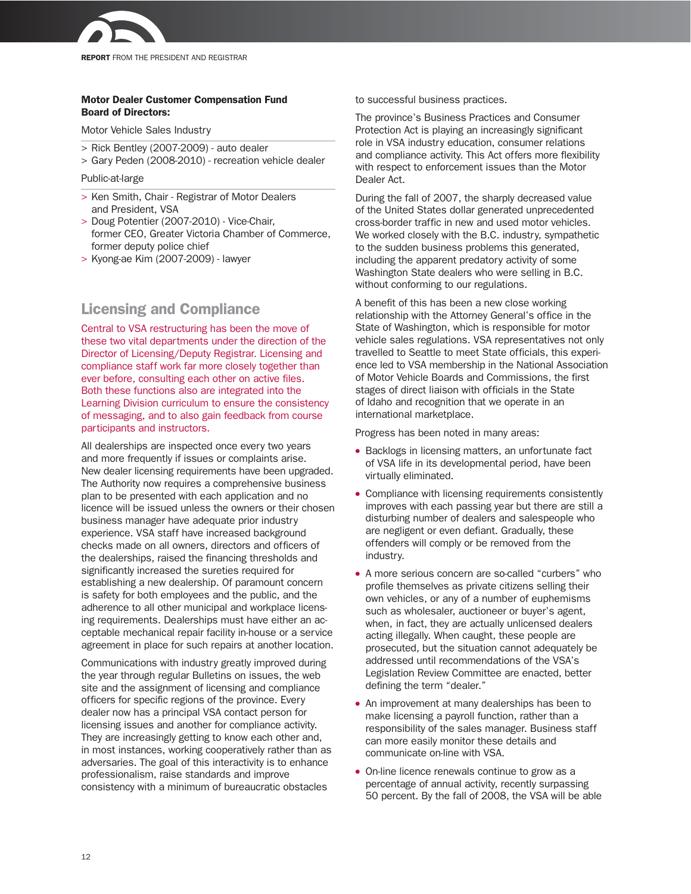**Motor Dealer Customer Compensation Fund Board of Directors:**

Motor Vehicle Sales Industry

> Rick Bentley (2007-2009) - auto dealer
> Gary Peden (2008-2010) - recreation vehicle dealer

Public-at-large

> Ken Smith, Chair - Registrar of Motor Dealers and President, VSA
> Doug Potentier (2007-2010) - Vice-Chair, former CEO, Greater Victoria Chamber of Commerce, former deputy police chief
> Kyong-ae Kim (2007-2009) - lawyer

## Licensing and Compliance

Central to VSA restructuring has been the move of these two vital departments under the direction of the Director of Licensing/Deputy Registrar. Licensing and compliance staff work far more closely together than ever before, consulting each other on active files. Both these functions also are integrated into the Learning Division curriculum to ensure the consistency of messaging, and to also gain feedback from course participants and instructors.

All dealerships are inspected once every two years and more frequently if issues or complaints arise. New dealer licensing requirements have been upgraded. The Authority now requires a comprehensive business plan to be presented with each application and no licence will be issued unless the owners or their chosen business manager have adequate prior industry experience. VSA staff have increased background checks made on all owners, directors and officers of the dealerships, raised the financing thresholds and significantly increased the sureties required for establishing a new dealership. Of paramount concern is safety for both employees and the public, and the adherence to all other municipal and workplace licensing requirements. Dealerships must have either an acceptable mechanical repair facility in-house or a service agreement in place for such repairs at another location.

Communications with industry greatly improved during the year through regular Bulletins on issues, the web site and the assignment of licensing and compliance officers for specific regions of the province. Every dealer now has a principal VSA contact person for licensing issues and another for compliance activity. They are increasingly getting to know each other and, in most instances, working cooperatively rather than as adversaries. The goal of this interactivity is to enhance professionalism, raise standards and improve consistency with a minimum of bureaucratic obstacles to successful business practices.

The province's Business Practices and Consumer Protection Act is playing an increasingly significant role in VSA industry education, consumer relations and compliance activity. This Act offers more flexibility with respect to enforcement issues than the Motor Dealer Act.

During the fall of 2007, the sharply decreased value of the United States dollar generated unprecedented cross-border traffic in new and used motor vehicles. We worked closely with the B.C. industry, sympathetic to the sudden business problems this generated, including the apparent predatory activity of some Washington State dealers who were selling in B.C. without conforming to our regulations.

A benefit of this has been a new close working relationship with the Attorney General's office in the State of Washington, which is responsible for motor vehicle sales regulations. VSA representatives not only travelled to Seattle to meet State officials, this experience led to VSA membership in the National Association of Motor Vehicle Boards and Commissions, the first stages of direct liaison with officials in the State of Idaho and recognition that we operate in an international marketplace.

Progress has been noted in many areas:

- Backlogs in licensing matters, an unfortunate fact of VSA life in its developmental period, have been virtually eliminated.
- Compliance with licensing requirements consistently improves with each passing year but there are still a disturbing number of dealers and salespeople who are negligent or even defiant. Gradually, these offenders will comply or be removed from the industry.
- A more serious concern are so-called "curbers" who profile themselves as private citizens selling their own vehicles, or any of a number of euphemisms such as wholesaler, auctioneer or buyer's agent, when, in fact, they are actually unlicensed dealers acting illegally. When caught, these people are prosecuted, but the situation cannot adequately be addressed until recommendations of the VSA's Legislation Review Committee are enacted, better defining the term "dealer."
- An improvement at many dealerships has been to make licensing a payroll function, rather than a responsibility of the sales manager. Business staff can more easily monitor these details and communicate on-line with VSA.
- On-line licence renewals continue to grow as a percentage of annual activity, recently surpassing 50 percent. By the fall of 2008, the VSA will be able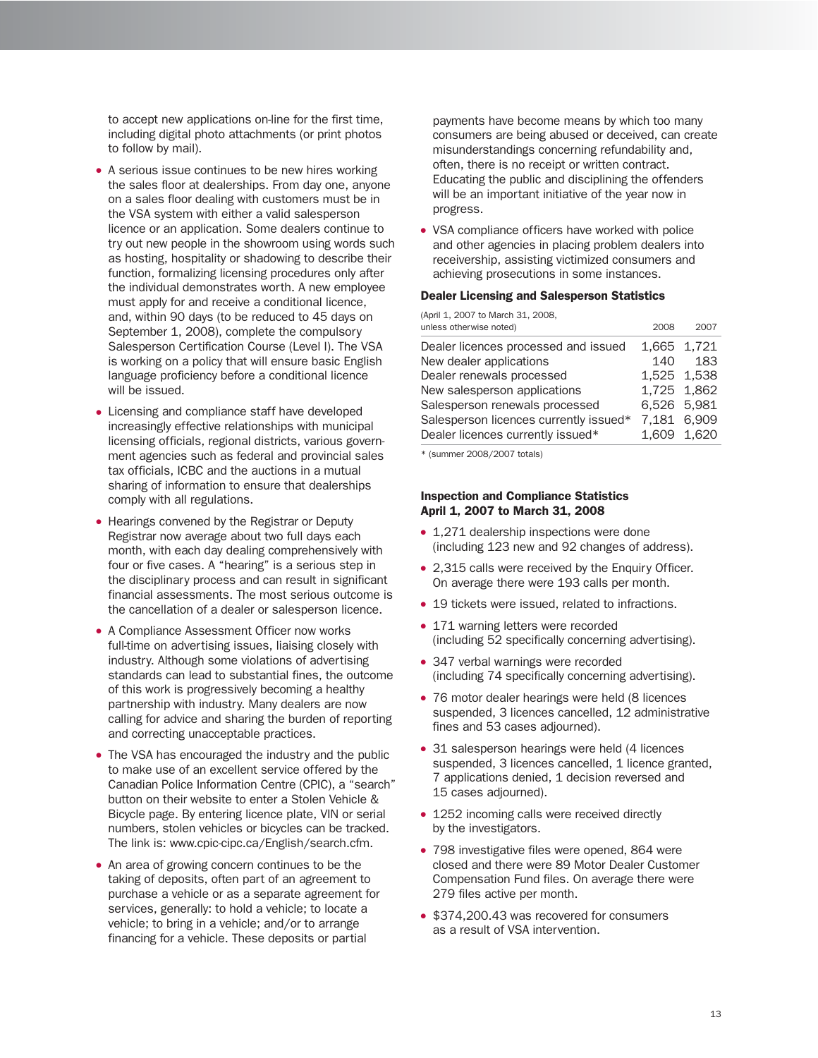to accept new applications on-line for the first time, including digital photo attachments (or print photos to follow by mail).

- A serious issue continues to be new hires working the sales floor at dealerships. From day one, anyone on a sales floor dealing with customers must be in the VSA system with either a valid salesperson licence or an application. Some dealers continue to try out new people in the showroom using words such as hosting, hospitality or shadowing to describe their function, formalizing licensing procedures only after the individual demonstrates worth. A new employee must apply for and receive a conditional licence, and, within 90 days (to be reduced to 45 days on September 1, 2008), complete the compulsory Salesperson Certification Course (Level I). The VSA is working on a policy that will ensure basic English language proficiency before a conditional licence will be issued.
- Licensing and compliance staff have developed increasingly effective relationships with municipal licensing officials, regional districts, various government agencies such as federal and provincial sales tax officials, ICBC and the auctions in a mutual sharing of information to ensure that dealerships comply with all regulations.
- Hearings convened by the Registrar or Deputy Registrar now average about two full days each month, with each day dealing comprehensively with four or five cases. A "hearing" is a serious step in the disciplinary process and can result in significant financial assessments. The most serious outcome is the cancellation of a dealer or salesperson licence.
- A Compliance Assessment Officer now works full-time on advertising issues, liaising closely with industry. Although some violations of advertising standards can lead to substantial fines, the outcome of this work is progressively becoming a healthy partnership with industry. Many dealers are now calling for advice and sharing the burden of reporting and correcting unacceptable practices.
- The VSA has encouraged the industry and the public to make use of an excellent service offered by the Canadian Police Information Centre (CPIC), a "search" button on their website to enter a Stolen Vehicle & Bicycle page. By entering licence plate, VIN or serial numbers, stolen vehicles or bicycles can be tracked. The link is: www.cpic-cipc.ca/English/search.cfm.
- An area of growing concern continues to be the taking of deposits, often part of an agreement to purchase a vehicle or as a separate agreement for services, generally: to hold a vehicle; to locate a vehicle; to bring in a vehicle; and/or to arrange financing for a vehicle. These deposits or partial payments have become means by which too many consumers are being abused or deceived, can create misunderstandings concerning refundability and, often, there is no receipt or written contract. Educating the public and disciplining the offenders will be an important initiative of the year now in progress.
- VSA compliance officers have worked with police and other agencies in placing problem dealers into receivership, assisting victimized consumers and achieving prosecutions in some instances.

### Dealer Licensing and Salesperson Statistics

| (April 1, 2007 to March 31, 2008, unless otherwise noted) | 2008 | 2007 |
|---|---|---|
| Dealer licences processed and issued | 1,665 | 1,721 |
| New dealer applications | 140 | 183 |
| Dealer renewals processed | 1,525 | 1,538 |
| New salesperson applications | 1,725 | 1,862 |
| Salesperson renewals processed | 6,526 | 5,981 |
| Salesperson licences currently issued* | 7,181 | 6,909 |
| Dealer licences currently issued* | 1,609 | 1,620 |

* (summer 2008/2007 totals)

### Inspection and Compliance Statistics April 1, 2007 to March 31, 2008

- 1,271 dealership inspections were done (including 123 new and 92 changes of address).
- 2,315 calls were received by the Enquiry Officer. On average there were 193 calls per month.
- 19 tickets were issued, related to infractions.
- 171 warning letters were recorded (including 52 specifically concerning advertising).
- 347 verbal warnings were recorded (including 74 specifically concerning advertising).
- 76 motor dealer hearings were held (8 licences suspended, 3 licences cancelled, 12 administrative fines and 53 cases adjourned).
- 31 salesperson hearings were held (4 licences suspended, 3 licences cancelled, 1 licence granted, 7 applications denied, 1 decision reversed and 15 cases adjourned).
- 1252 incoming calls were received directly by the investigators.
- 798 investigative files were opened, 864 were closed and there were 89 Motor Dealer Customer Compensation Fund files. On average there were 279 files active per month.
- $374,200.43 was recovered for consumers as a result of VSA intervention.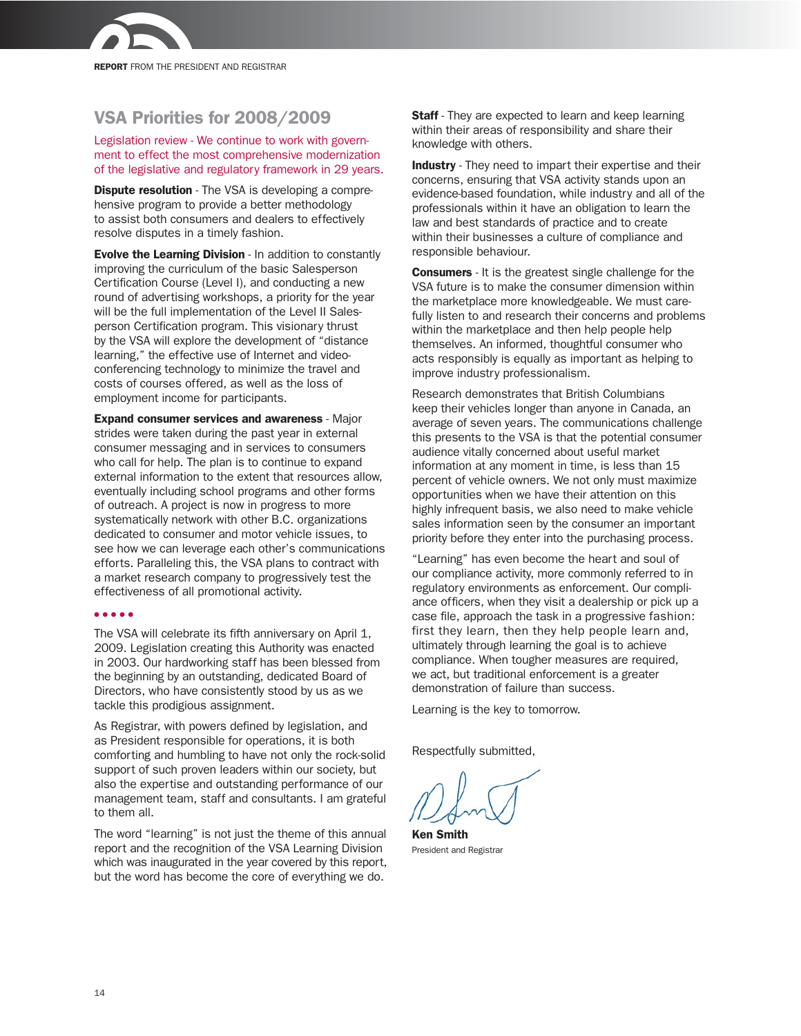## VSA Priorities for 2008/2009

Legislation review - We continue to work with government to effect the most comprehensive modernization of the legislative and regulatory framework in 29 years.

**Dispute resolution** - The VSA is developing a comprehensive program to provide a better methodology to assist both consumers and dealers to effectively resolve disputes in a timely fashion.

**Evolve the Learning Division** - In addition to constantly improving the curriculum of the basic Salesperson Certification Course (Level I), and conducting a new round of advertising workshops, a priority for the year will be the full implementation of the Level II Salesperson Certification program. This visionary thrust by the VSA will explore the development of "distance learning," the effective use of Internet and video-conferencing technology to minimize the travel and costs of courses offered, as well as the loss of employment income for participants.

**Expand consumer services and awareness** - Major strides were taken during the past year in external consumer messaging and in services to consumers who call for help. The plan is to continue to expand external information to the extent that resources allow, eventually including school programs and other forms of outreach. A project is now in progress to more systematically network with other B.C. organizations dedicated to consumer and motor vehicle issues, to see how we can leverage each other's communications efforts. Paralleling this, the VSA plans to contract with a market research company to progressively test the effectiveness of all promotional activity.

• • • • •

The VSA will celebrate its fifth anniversary on April 1, 2009. Legislation creating this Authority was enacted in 2003. Our hardworking staff has been blessed from the beginning by an outstanding, dedicated Board of Directors, who have consistently stood by us as we tackle this prodigious assignment.

As Registrar, with powers defined by legislation, and as President responsible for operations, it is both comforting and humbling to have not only the rock-solid support of such proven leaders within our society, but also the expertise and outstanding performance of our management team, staff and consultants. I am grateful to them all.

The word "learning" is not just the theme of this annual report and the recognition of the VSA Learning Division which was inaugurated in the year covered by this report, but the word has become the core of everything we do.

**Staff** - They are expected to learn and keep learning within their areas of responsibility and share their knowledge with others.

**Industry** - They need to impart their expertise and their concerns, ensuring that VSA activity stands upon an evidence-based foundation, while industry and all of the professionals within it have an obligation to learn the law and best standards of practice and to create within their businesses a culture of compliance and responsible behaviour.

**Consumers** - It is the greatest single challenge for the VSA future is to make the consumer dimension within the marketplace more knowledgeable. We must carefully listen to and research their concerns and problems within the marketplace and then help people help themselves. An informed, thoughtful consumer who acts responsibly is equally as important as helping to improve industry professionalism.

Research demonstrates that British Columbians keep their vehicles longer than anyone in Canada, an average of seven years. The communications challenge this presents to the VSA is that the potential consumer audience vitally concerned about useful market information at any moment in time, is less than 15 percent of vehicle owners. We not only must maximize opportunities when we have their attention on this highly infrequent basis, we also need to make vehicle sales information seen by the consumer an important priority before they enter into the purchasing process.

"Learning" has even become the heart and soul of our compliance activity, more commonly referred to in regulatory environments as enforcement. Our compliance officers, when they visit a dealership or pick up a case file, approach the task in a progressive fashion: first they learn, then they help people learn and, ultimately through learning the goal is to achieve compliance. When tougher measures are required, we act, but traditional enforcement is a greater demonstration of failure than success.

Learning is the key to tomorrow.

Respectfully submitted,

**Ken Smith**
President and Registrar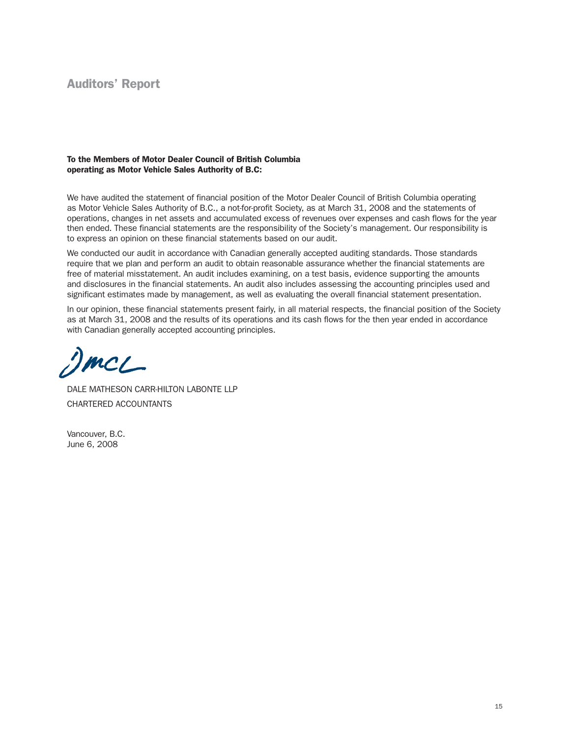# Auditors' Report

**To the Members of Motor Dealer Council of British Columbia operating as Motor Vehicle Sales Authority of B.C:**

We have audited the statement of financial position of the Motor Dealer Council of British Columbia operating as Motor Vehicle Sales Authority of B.C., a not-for-profit Society, as at March 31, 2008 and the statements of operations, changes in net assets and accumulated excess of revenues over expenses and cash flows for the year then ended. These financial statements are the responsibility of the Society's management. Our responsibility is to express an opinion on these financial statements based on our audit.

We conducted our audit in accordance with Canadian generally accepted auditing standards. Those standards require that we plan and perform an audit to obtain reasonable assurance whether the financial statements are free of material misstatement. An audit includes examining, on a test basis, evidence supporting the amounts and disclosures in the financial statements. An audit also includes assessing the accounting principles used and significant estimates made by management, as well as evaluating the overall financial statement presentation.

In our opinion, these financial statements present fairly, in all material respects, the financial position of the Society as at March 31, 2008 and the results of its operations and its cash flows for the then year ended in accordance with Canadian generally accepted accounting principles.

DMCL

DALE MATHESON CARR-HILTON LABONTE LLP

CHARTERED ACCOUNTANTS

Vancouver, B.C.
June 6, 2008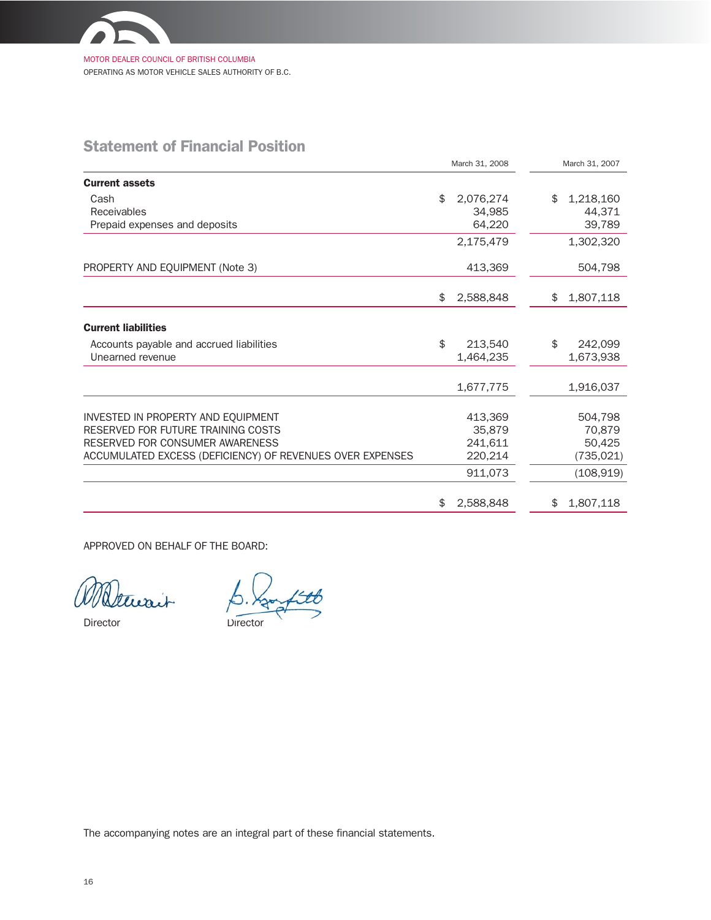MOTOR DEALER COUNCIL OF BRITISH COLUMBIA

OPERATING AS MOTOR VEHICLE SALES AUTHORITY OF B.C.

## Statement of Financial Position

| | March 31, 2008 | March 31, 2007 |
|---|---|---|
| **Current assets** | | |
| Cash | $ 2,076,274 | $ 1,218,160 |
| Receivables | 34,985 | 44,371 |
| Prepaid expenses and deposits | 64,220 | 39,789 |
| | 2,175,479 | 1,302,320 |
| PROPERTY AND EQUIPMENT (Note 3) | 413,369 | 504,798 |
| | $ 2,588,848 | $ 1,807,118 |
| **Current liabilities** | | |
| Accounts payable and accrued liabilities | $ 213,540 | $ 242,099 |
| Unearned revenue | 1,464,235 | 1,673,938 |
| | 1,677,775 | 1,916,037 |
| INVESTED IN PROPERTY AND EQUIPMENT | 413,369 | 504,798 |
| RESERVED FOR FUTURE TRAINING COSTS | 35,879 | 70,879 |
| RESERVED FOR CONSUMER AWARENESS | 241,611 | 50,425 |
| ACCUMULATED EXCESS (DEFICIENCY) OF REVENUES OVER EXPENSES | 220,214 | (735,021) |
| | 911,073 | (108,919) |
| | $ 2,588,848 | $ 1,807,118 |

APPROVED ON BEHALF OF THE BOARD:

Director

Director

The accompanying notes are an integral part of these financial statements.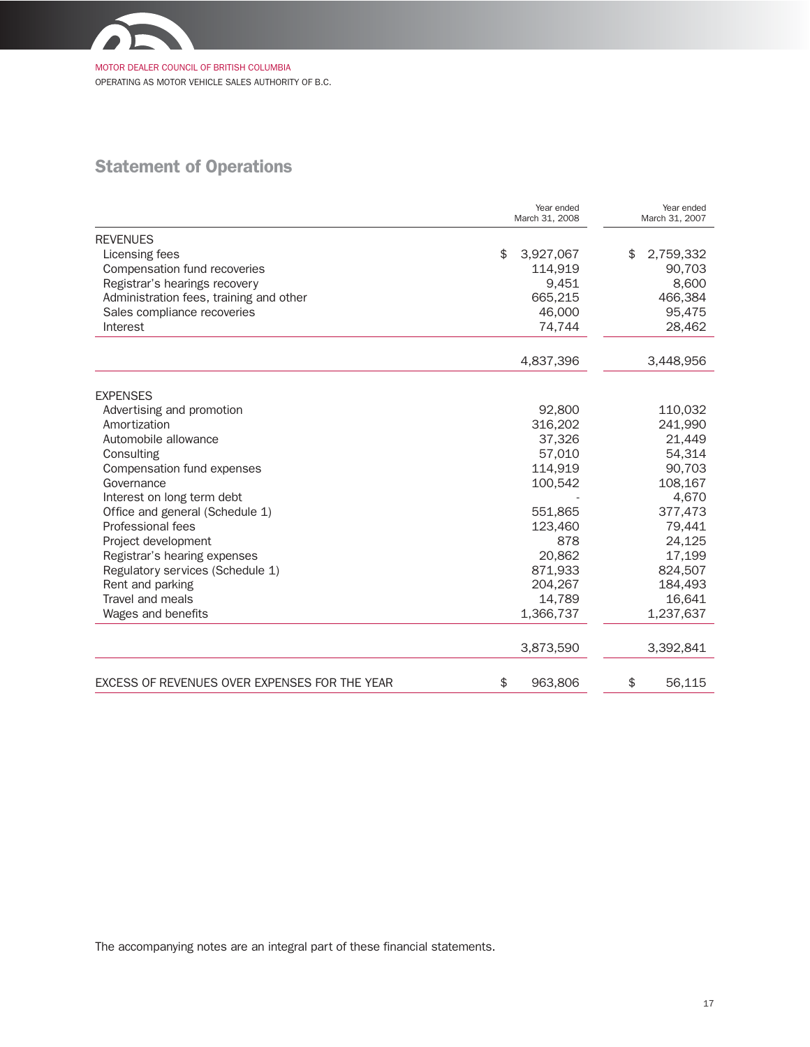MOTOR DEALER COUNCIL OF BRITISH COLUMBIA

OPERATING AS MOTOR VEHICLE SALES AUTHORITY OF B.C.

## Statement of Operations

| | Year ended March 31, 2008 | Year ended March 31, 2007 |
|---|---|---|
| REVENUES | | |
| Licensing fees | $ 3,927,067 | $ 2,759,332 |
| Compensation fund recoveries | 114,919 | 90,703 |
| Registrar's hearings recovery | 9,451 | 8,600 |
| Administration fees, training and other | 665,215 | 466,384 |
| Sales compliance recoveries | 46,000 | 95,475 |
| Interest | 74,744 | 28,462 |
| | 4,837,396 | 3,448,956 |
| EXPENSES | | |
| Advertising and promotion | 92,800 | 110,032 |
| Amortization | 316,202 | 241,990 |
| Automobile allowance | 37,326 | 21,449 |
| Consulting | 57,010 | 54,314 |
| Compensation fund expenses | 114,919 | 90,703 |
| Governance | 100,542 | 108,167 |
| Interest on long term debt | - | 4,670 |
| Office and general (Schedule 1) | 551,865 | 377,473 |
| Professional fees | 123,460 | 79,441 |
| Project development | 878 | 24,125 |
| Registrar's hearing expenses | 20,862 | 17,199 |
| Regulatory services (Schedule 1) | 871,933 | 824,507 |
| Rent and parking | 204,267 | 184,493 |
| Travel and meals | 14,789 | 16,641 |
| Wages and benefits | 1,366,737 | 1,237,637 |
| | 3,873,590 | 3,392,841 |
| EXCESS OF REVENUES OVER EXPENSES FOR THE YEAR | $ 963,806 | $ 56,115 |

The accompanying notes are an integral part of these financial statements.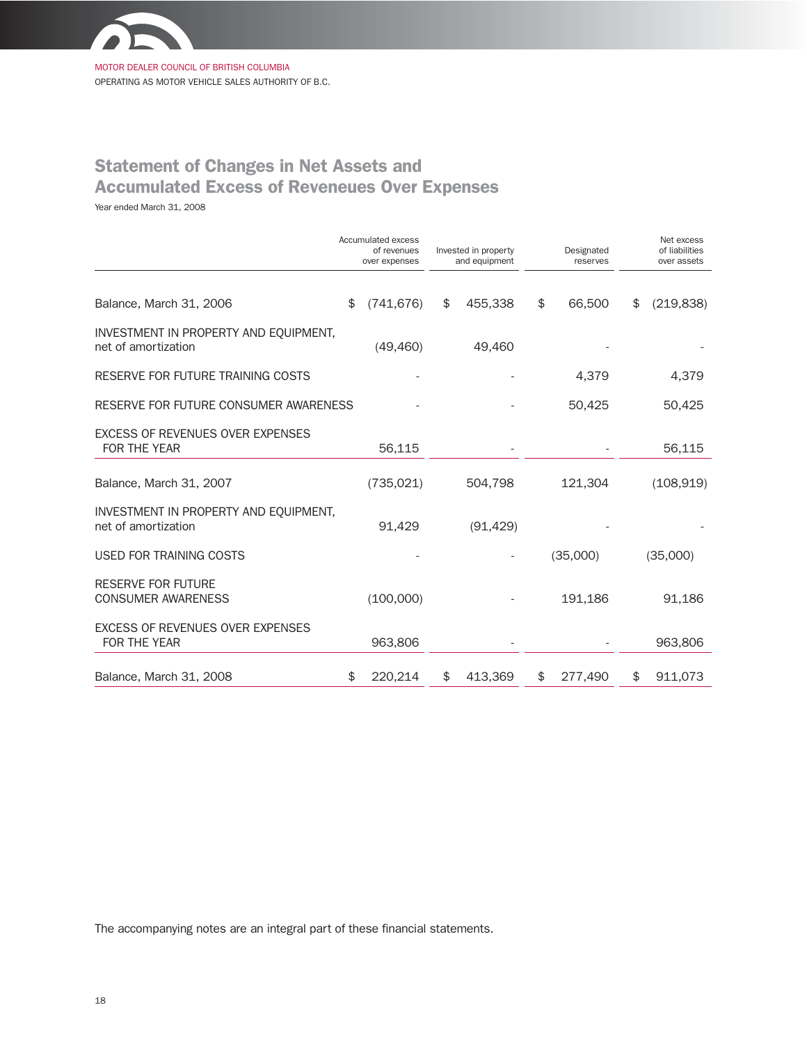MOTOR DEALER COUNCIL OF BRITISH COLUMBIA
OPERATING AS MOTOR VEHICLE SALES AUTHORITY OF B.C.

## Statement of Changes in Net Assets and Accumulated Excess of Reveneues Over Expenses

Year ended March 31, 2008

| | Accumulated excess of revenues over expenses | Invested in property and equipment | Designated reserves | Net excess of liabilities over assets |
|---|---|---|---|---|
| Balance, March 31, 2006 | $ (741,676) | $ 455,338 | $ 66,500 | $ (219,838) |
| INVESTMENT IN PROPERTY AND EQUIPMENT, net of amortization | (49,460) | 49,460 | - | - |
| RESERVE FOR FUTURE TRAINING COSTS | - | - | 4,379 | 4,379 |
| RESERVE FOR FUTURE CONSUMER AWARENESS | - | - | 50,425 | 50,425 |
| EXCESS OF REVENUES OVER EXPENSES FOR THE YEAR | 56,115 | - | - | 56,115 |
| Balance, March 31, 2007 | (735,021) | 504,798 | 121,304 | (108,919) |
| INVESTMENT IN PROPERTY AND EQUIPMENT, net of amortization | 91,429 | (91,429) | - | - |
| USED FOR TRAINING COSTS | - | - | (35,000) | (35,000) |
| RESERVE FOR FUTURE CONSUMER AWARENESS | (100,000) | - | 191,186 | 91,186 |
| EXCESS OF REVENUES OVER EXPENSES FOR THE YEAR | 963,806 | - | - | 963,806 |
| Balance, March 31, 2008 | $ 220,214 | $ 413,369 | $ 277,490 | $ 911,073 |

The accompanying notes are an integral part of these financial statements.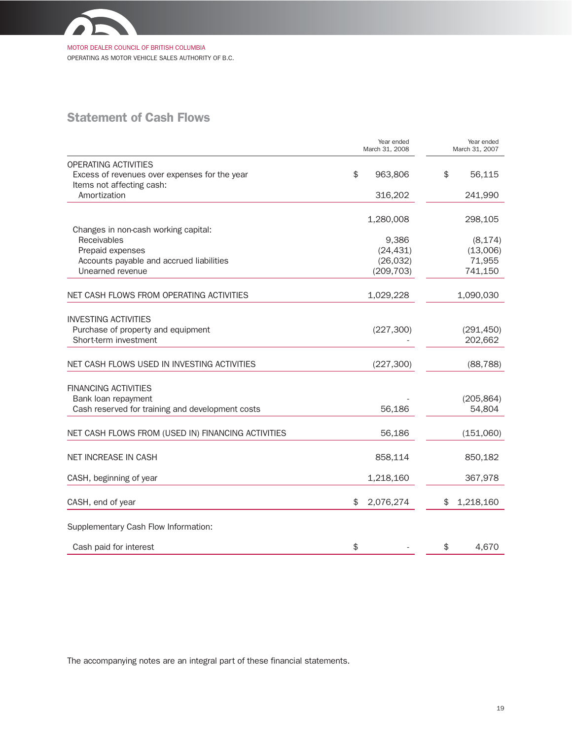MOTOR DEALER COUNCIL OF BRITISH COLUMBIA
OPERATING AS MOTOR VEHICLE SALES AUTHORITY OF B.C.

## Statement of Cash Flows

| | Year ended March 31, 2008 | Year ended March 31, 2007 |
|---|---|---|
| OPERATING ACTIVITIES | | |
| Excess of revenues over expenses for the year | $ 963,806 | $ 56,115 |
| Items not affecting cash: | | |
| Amortization | 316,202 | 241,990 |
| | 1,280,008 | 298,105 |
| Changes in non-cash working capital: | | |
| Receivables | 9,386 | (8,174) |
| Prepaid expenses | (24,431) | (13,006) |
| Accounts payable and accrued liabilities | (26,032) | 71,955 |
| Unearned revenue | (209,703) | 741,150 |
| NET CASH FLOWS FROM OPERATING ACTIVITIES | 1,029,228 | 1,090,030 |
| INVESTING ACTIVITIES | | |
| Purchase of property and equipment | (227,300) | (291,450) |
| Short-term investment | - | 202,662 |
| NET CASH FLOWS USED IN INVESTING ACTIVITIES | (227,300) | (88,788) |
| FINANCING ACTIVITIES | | |
| Bank loan repayment | - | (205,864) |
| Cash reserved for training and development costs | 56,186 | 54,804 |
| NET CASH FLOWS FROM (USED IN) FINANCING ACTIVITIES | 56,186 | (151,060) |
| NET INCREASE IN CASH | 858,114 | 850,182 |
| CASH, beginning of year | 1,218,160 | 367,978 |
| CASH, end of year | $ 2,076,274 | $ 1,218,160 |
| Supplementary Cash Flow Information: | | |
| Cash paid for interest | $ - | $ 4,670 |

The accompanying notes are an integral part of these financial statements.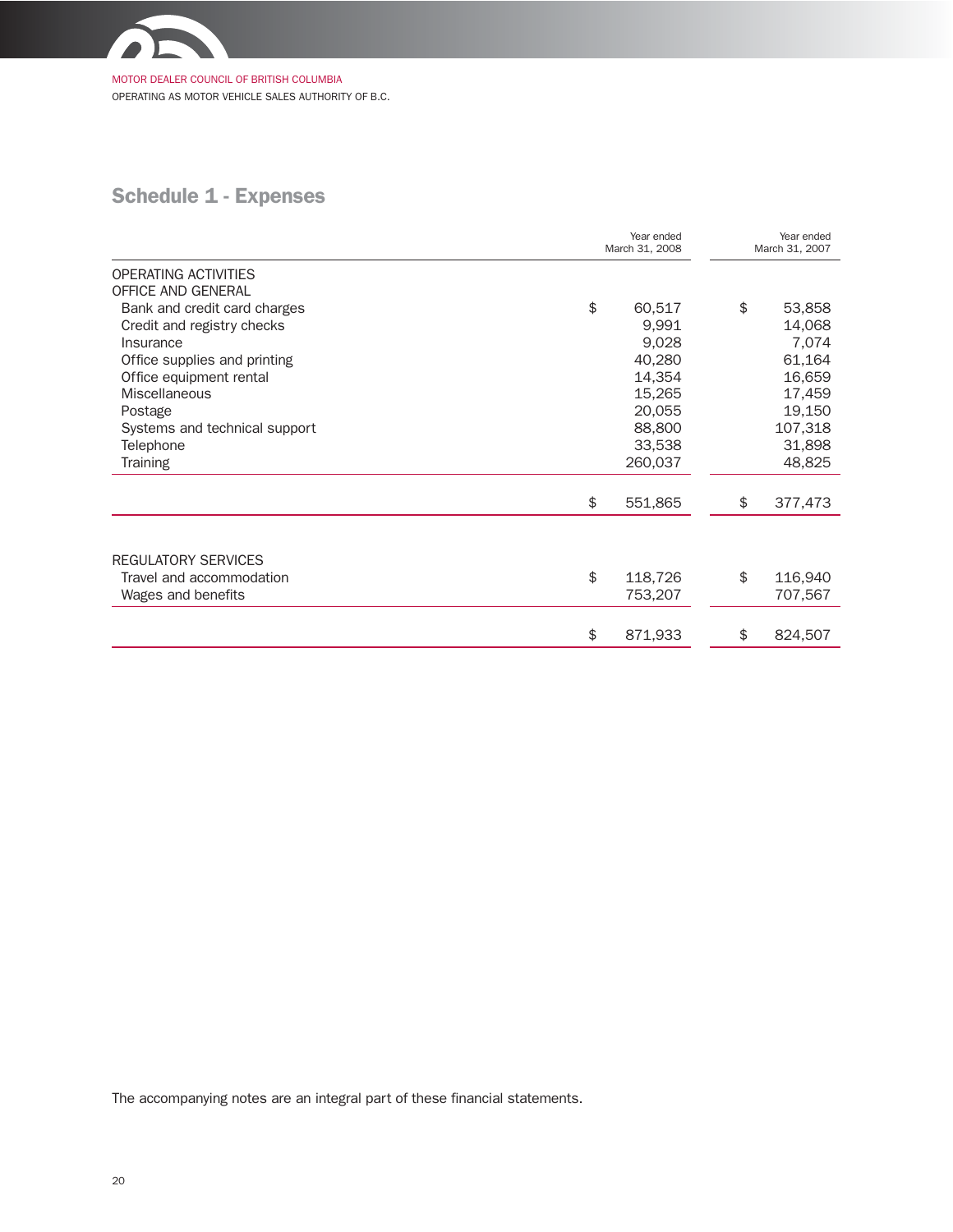MOTOR DEALER COUNCIL OF BRITISH COLUMBIA

OPERATING AS MOTOR VEHICLE SALES AUTHORITY OF B.C.

## Schedule 1 - Expenses

| | Year ended March 31, 2008 | Year ended March 31, 2007 |
|---|---|---|
| OPERATING ACTIVITIES | | |
| OFFICE AND GENERAL | | |
| Bank and credit card charges | $ 60,517 | $ 53,858 |
| Credit and registry checks | 9,991 | 14,068 |
| Insurance | 9,028 | 7,074 |
| Office supplies and printing | 40,280 | 61,164 |
| Office equipment rental | 14,354 | 16,659 |
| Miscellaneous | 15,265 | 17,459 |
| Postage | 20,055 | 19,150 |
| Systems and technical support | 88,800 | 107,318 |
| Telephone | 33,538 | 31,898 |
| Training | 260,037 | 48,825 |
| | $ 551,865 | $ 377,473 |

| | Year ended March 31, 2008 | Year ended March 31, 2007 |
|---|---|---|
| REGULATORY SERVICES | | |
| Travel and accommodation | $ 118,726 | $ 116,940 |
| Wages and benefits | 753,207 | 707,567 |
| | $ 871,933 | $ 824,507 |

The accompanying notes are an integral part of these financial statements.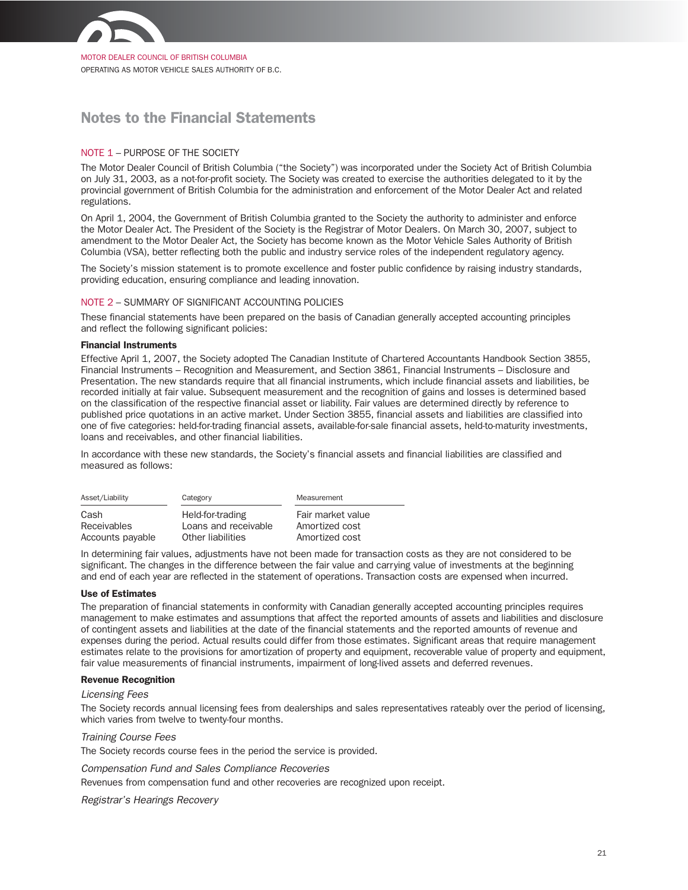MOTOR DEALER COUNCIL OF BRITISH COLUMBIA
OPERATING AS MOTOR VEHICLE SALES AUTHORITY OF B.C.

# Notes to the Financial Statements

## NOTE 1 – PURPOSE OF THE SOCIETY

The Motor Dealer Council of British Columbia ("the Society") was incorporated under the Society Act of British Columbia on July 31, 2003, as a not-for-profit society. The Society was created to exercise the authorities delegated to it by the provincial government of British Columbia for the administration and enforcement of the Motor Dealer Act and related regulations.

On April 1, 2004, the Government of British Columbia granted to the Society the authority to administer and enforce the Motor Dealer Act. The President of the Society is the Registrar of Motor Dealers. On March 30, 2007, subject to amendment to the Motor Dealer Act, the Society has become known as the Motor Vehicle Sales Authority of British Columbia (VSA), better reflecting both the public and industry service roles of the independent regulatory agency.

The Society's mission statement is to promote excellence and foster public confidence by raising industry standards, providing education, ensuring compliance and leading innovation.

## NOTE 2 – SUMMARY OF SIGNIFICANT ACCOUNTING POLICIES

These financial statements have been prepared on the basis of Canadian generally accepted accounting principles and reflect the following significant policies:

### Financial Instruments

Effective April 1, 2007, the Society adopted The Canadian Institute of Chartered Accountants Handbook Section 3855, Financial Instruments – Recognition and Measurement, and Section 3861, Financial Instruments – Disclosure and Presentation. The new standards require that all financial instruments, which include financial assets and liabilities, be recorded initially at fair value. Subsequent measurement and the recognition of gains and losses is determined based on the classification of the respective financial asset or liability. Fair values are determined directly by reference to published price quotations in an active market. Under Section 3855, financial assets and liabilities are classified into one of five categories: held-for-trading financial assets, available-for-sale financial assets, held-to-maturity investments, loans and receivables, and other financial liabilities.

In accordance with these new standards, the Society's financial assets and financial liabilities are classified and measured as follows:

| Asset/Liability | Category | Measurement |
|---|---|---|
| Cash | Held-for-trading | Fair market value |
| Receivables | Loans and receivable | Amortized cost |
| Accounts payable | Other liabilities | Amortized cost |

In determining fair values, adjustments have not been made for transaction costs as they are not considered to be significant. The changes in the difference between the fair value and carrying value of investments at the beginning and end of each year are reflected in the statement of operations. Transaction costs are expensed when incurred.

### Use of Estimates

The preparation of financial statements in conformity with Canadian generally accepted accounting principles requires management to make estimates and assumptions that affect the reported amounts of assets and liabilities and disclosure of contingent assets and liabilities at the date of the financial statements and the reported amounts of revenue and expenses during the period. Actual results could differ from those estimates. Significant areas that require management estimates relate to the provisions for amortization of property and equipment, recoverable value of property and equipment, fair value measurements of financial instruments, impairment of long-lived assets and deferred revenues.

### Revenue Recognition

*Licensing Fees*

The Society records annual licensing fees from dealerships and sales representatives rateably over the period of licensing, which varies from twelve to twenty-four months.

*Training Course Fees*

The Society records course fees in the period the service is provided.

*Compensation Fund and Sales Compliance Recoveries*

Revenues from compensation fund and other recoveries are recognized upon receipt.

*Registrar's Hearings Recovery*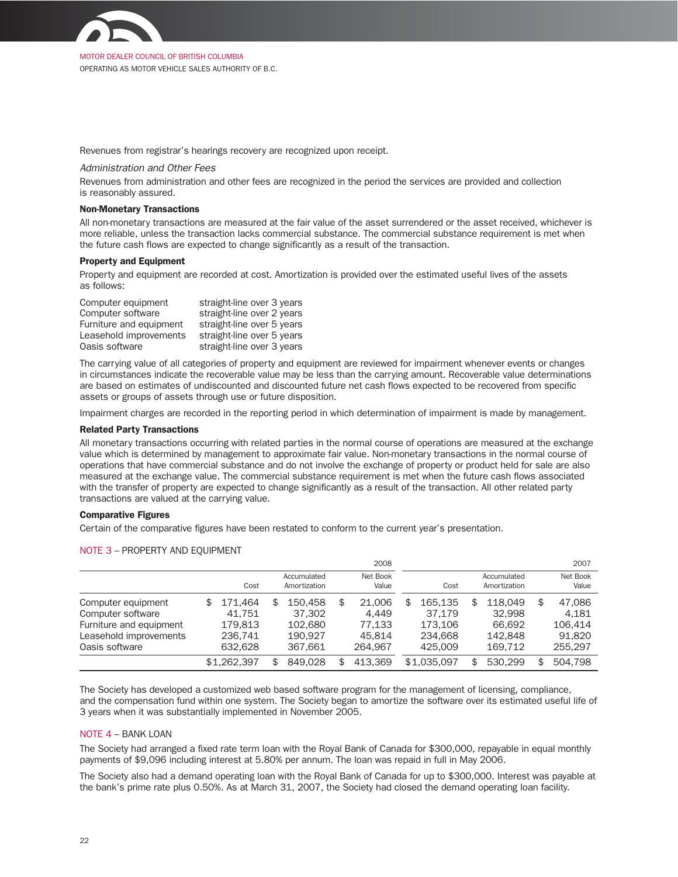Revenues from registrar's hearings recovery are recognized upon receipt.

*Administration and Other Fees*

Revenues from administration and other fees are recognized in the period the services are provided and collection is reasonably assured.

**Non-Monetary Transactions**

All non-monetary transactions are measured at the fair value of the asset surrendered or the asset received, whichever is more reliable, unless the transaction lacks commercial substance. The commercial substance requirement is met when the future cash flows are expected to change significantly as a result of the transaction.

**Property and Equipment**

Property and equipment are recorded at cost. Amortization is provided over the estimated useful lives of the assets as follows:

| | |
|---|---|
| Computer equipment | straight-line over 3 years |
| Computer software | straight-line over 2 years |
| Furniture and equipment | straight-line over 5 years |
| Leasehold improvements | straight-line over 5 years |
| Oasis software | straight-line over 3 years |

The carrying value of all categories of property and equipment are reviewed for impairment whenever events or changes in circumstances indicate the recoverable value may be less than the carrying amount. Recoverable value determinations are based on estimates of undiscounted and discounted future net cash flows expected to be recovered from specific assets or groups of assets through use or future disposition.

Impairment charges are recorded in the reporting period in which determination of impairment is made by management.

**Related Party Transactions**

All monetary transactions occurring with related parties in the normal course of operations are measured at the exchange value which is determined by management to approximate fair value. Non-monetary transactions in the normal course of operations that have commercial substance and do not involve the exchange of property or product held for sale are also measured at the exchange value. The commercial substance requirement is met when the future cash flows associated with the transfer of property are expected to change significantly as a result of the transaction. All other related party transactions are valued at the carrying value.

**Comparative Figures**

Certain of the comparative figures have been restated to conform to the current year's presentation.

## NOTE 3 – PROPERTY AND EQUIPMENT

| | | | 2008 | | | 2007 |
|---|---|---|---|---|---|---|
| | Cost | Accumulated Amortization | Net Book Value | Cost | Accumulated Amortization | Net Book Value |
| Computer equipment | $ 171,464 | $ 150,458 | $ 21,006 | $ 165,135 | $ 118,049 | $ 47,086 |
| Computer software | 41,751 | 37,302 | 4,449 | 37,179 | 32,998 | 4,181 |
| Furniture and equipment | 179,813 | 102,680 | 77,133 | 173,106 | 66,692 | 106,414 |
| Leasehold improvements | 236,741 | 190,927 | 45,814 | 234,668 | 142,848 | 91,820 |
| Oasis software | 632,628 | 367,661 | 264,967 | 425,009 | 169,712 | 255,297 |
| | $1,262,397 | $ 849,028 | $ 413,369 | $1,035,097 | $ 530,299 | $ 504,798 |

The Society has developed a customized web based software program for the management of licensing, compliance, and the compensation fund within one system. The Society began to amortize the software over its estimated useful life of 3 years when it was substantially implemented in November 2005.

## NOTE 4 – BANK LOAN

The Society had arranged a fixed rate term loan with the Royal Bank of Canada for $300,000, repayable in equal monthly payments of $9,096 including interest at 5.80% per annum. The loan was repaid in full in May 2006.

The Society also had a demand operating loan with the Royal Bank of Canada for up to $300,000. Interest was payable at the bank's prime rate plus 0.50%. As at March 31, 2007, the Society had closed the demand operating loan facility.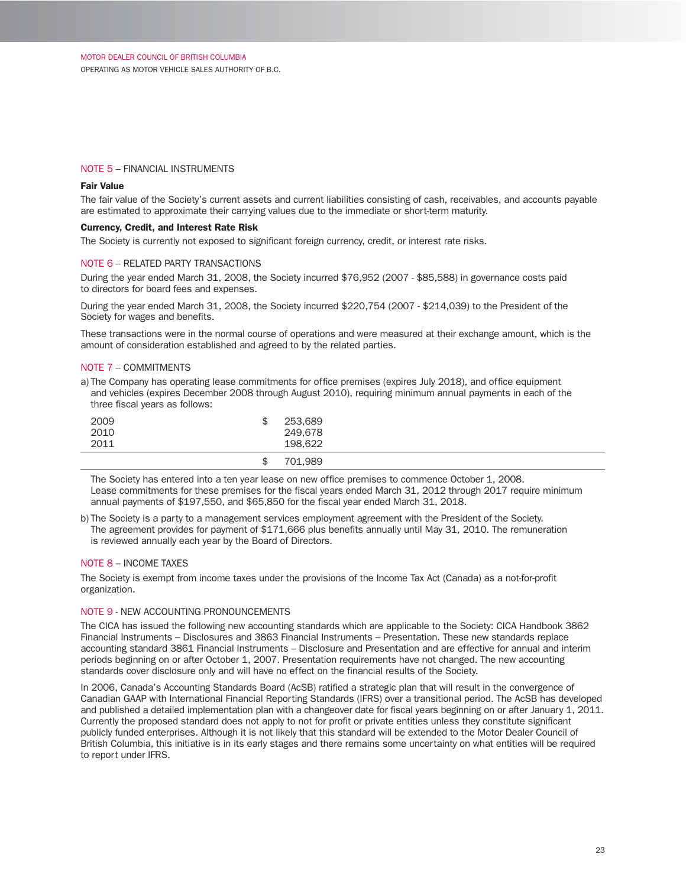## NOTE 5 – FINANCIAL INSTRUMENTS

**Fair Value**

The fair value of the Society's current assets and current liabilities consisting of cash, receivables, and accounts payable are estimated to approximate their carrying values due to the immediate or short-term maturity.

**Currency, Credit, and Interest Rate Risk**

The Society is currently not exposed to significant foreign currency, credit, or interest rate risks.

## NOTE 6 – RELATED PARTY TRANSACTIONS

During the year ended March 31, 2008, the Society incurred $76,952 (2007 - $85,588) in governance costs paid to directors for board fees and expenses.

During the year ended March 31, 2008, the Society incurred $220,754 (2007 - $214,039) to the President of the Society for wages and benefits.

These transactions were in the normal course of operations and were measured at their exchange amount, which is the amount of consideration established and agreed to by the related parties.

## NOTE 7 – COMMITMENTS

a) The Company has operating lease commitments for office premises (expires July 2018), and office equipment and vehicles (expires December 2008 through August 2010), requiring minimum annual payments in each of the three fiscal years as follows:

| | |
|---|---|
| 2009 | $ 253,689 |
| 2010 | 249,678 |
| 2011 | 198,622 |
| | $ 701,989 |

The Society has entered into a ten year lease on new office premises to commence October 1, 2008. Lease commitments for these premises for the fiscal years ended March 31, 2012 through 2017 require minimum annual payments of $197,550, and $65,850 for the fiscal year ended March 31, 2018.

b) The Society is a party to a management services employment agreement with the President of the Society. The agreement provides for payment of $171,666 plus benefits annually until May 31, 2010. The remuneration is reviewed annually each year by the Board of Directors.

## NOTE 8 – INCOME TAXES

The Society is exempt from income taxes under the provisions of the Income Tax Act (Canada) as a not-for-profit organization.

## NOTE 9 - NEW ACCOUNTING PRONOUNCEMENTS

The CICA has issued the following new accounting standards which are applicable to the Society: CICA Handbook 3862 Financial Instruments – Disclosures and 3863 Financial Instruments – Presentation. These new standards replace accounting standard 3861 Financial Instruments – Disclosure and Presentation and are effective for annual and interim periods beginning on or after October 1, 2007. Presentation requirements have not changed. The new accounting standards cover disclosure only and will have no effect on the financial results of the Society.

In 2006, Canada's Accounting Standards Board (AcSB) ratified a strategic plan that will result in the convergence of Canadian GAAP with International Financial Reporting Standards (IFRS) over a transitional period. The AcSB has developed and published a detailed implementation plan with a changeover date for fiscal years beginning on or after January 1, 2011. Currently the proposed standard does not apply to not for profit or private entities unless they constitute significant publicly funded enterprises. Although it is not likely that this standard will be extended to the Motor Dealer Council of British Columbia, this initiative is in its early stages and there remains some uncertainty on what entities will be required to report under IFRS.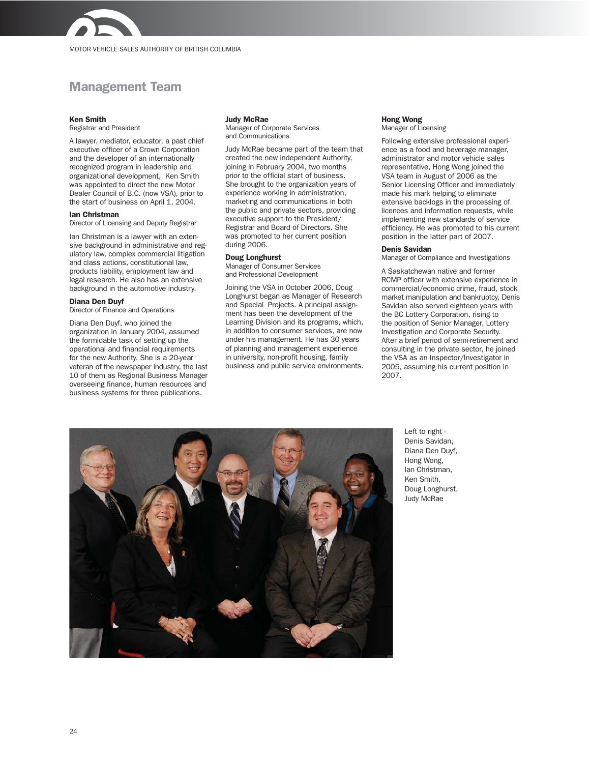## Management Team

**Ken Smith**
Registrar and President

A lawyer, mediator, educator, a past chief executive officer of a Crown Corporation and the developer of an internationally recognized program in leadership and organizational development, Ken Smith was appointed to direct the new Motor Dealer Council of B.C. (now VSA), prior to the start of business on April 1, 2004.

**Ian Christman**
Director of Licensing and Deputy Registrar

Ian Christman is a lawyer with an extensive background in administrative and regulatory law, complex commercial litigation and class actions, constitutional law, products liability, employment law and legal research. He also has an extensive background in the automotive industry.

**Diana Den Duyf**
Director of Finance and Operations

Diana Den Duyf, who joined the organization in January 2004, assumed the formidable task of setting up the operational and financial requirements for the new Authority. She is a 20-year veteran of the newspaper industry, the last 10 of them as Regional Business Manager overseeing finance, human resources and business systems for three publications.

**Judy McRae**
Manager of Corporate Services and Communications

Judy McRae became part of the team that created the new independent Authority, joining in February 2004, two months prior to the official start of business. She brought to the organization years of experience working in administration, marketing and communications in both the public and private sectors, providing executive support to the President/Registrar and Board of Directors. She was promoted to her current position during 2006.

**Doug Longhurst**
Manager of Consumer Services and Professional Development

Joining the VSA in October 2006, Doug Longhurst began as Manager of Research and Special Projects. A principal assignment has been the development of the Learning Division and its programs, which, in addition to consumer services, are now under his management. He has 30 years of planning and management experience in university, non-profit housing, family business and public service environments.

**Hong Wong**
Manager of Licensing

Following extensive professional experience as a food and beverage manager, administrator and motor vehicle sales representative, Hong Wong joined the VSA team in August of 2006 as the Senior Licensing Officer and immediately made his mark helping to eliminate extensive backlogs in the processing of licences and information requests, while implementing new standards of service efficiency. He was promoted to his current position in the latter part of 2007.

**Denis Savidan**
Manager of Compliance and Investigations

A Saskatchewan native and former RCMP officer with extensive experience in commercial/economic crime, fraud, stock market manipulation and bankruptcy, Denis Savidan also served eighteen years with the BC Lottery Corporation, rising to the position of Senior Manager, Lottery Investigation and Corporate Security. After a brief period of semi-retirement and consulting in the private sector, he joined the VSA as an Inspector/Investigator in 2005, assuming his current position in 2007.

Left to right - Denis Savidan, Diana Den Duyf, Hong Wong, Ian Christman, Ken Smith, Doug Longhurst, Judy McRae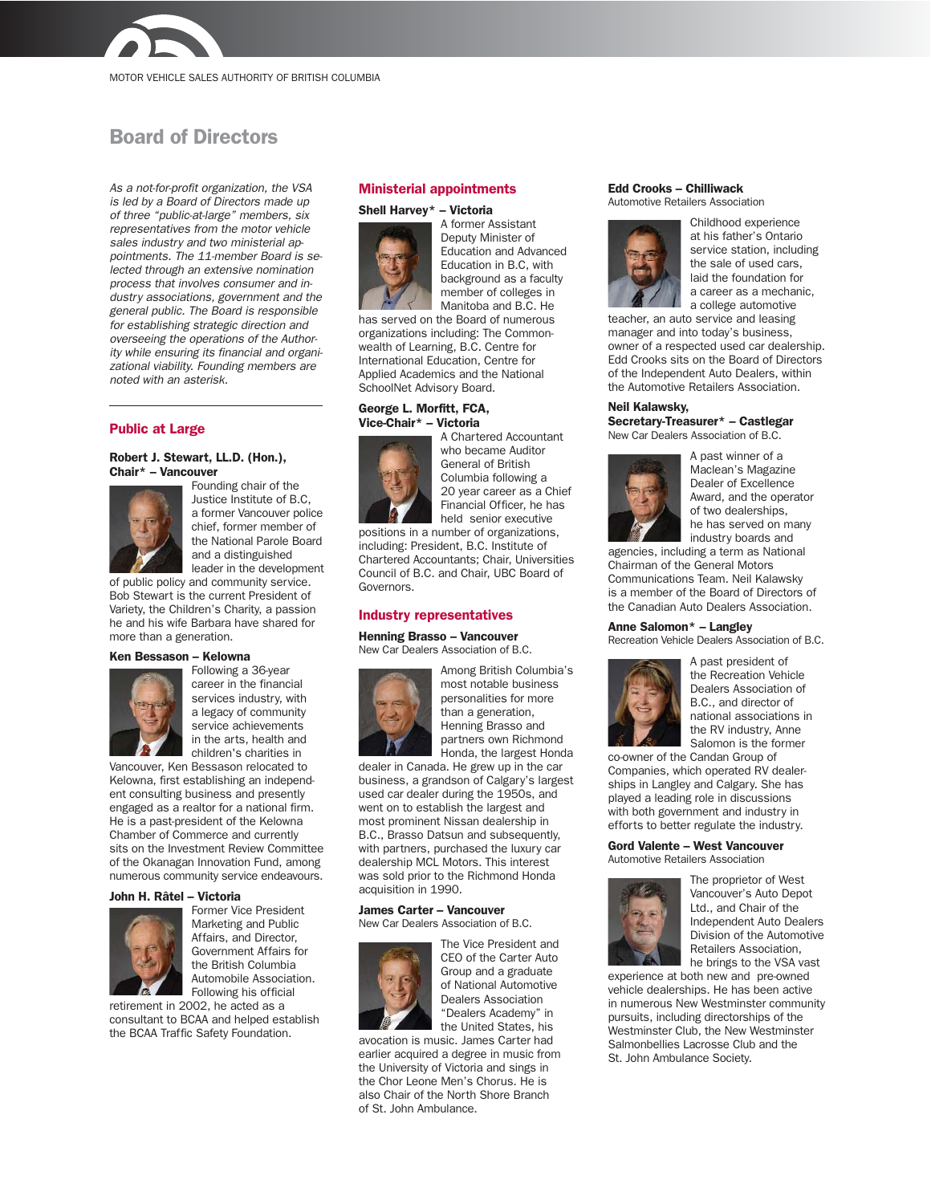## Board of Directors

*As a not-for-profit organization, the VSA is led by a Board of Directors made up of three "public-at-large" members, six representatives from the motor vehicle sales industry and two ministerial appointments. The 11-member Board is selected through an extensive nomination process that involves consumer and industry associations, government and the general public. The Board is responsible for establishing strategic direction and overseeing the operations of the Authority while ensuring its financial and organizational viability. Founding members are noted with an asterisk.*

---

### Public at Large

**Robert J. Stewart, LL.D. (Hon.), Chair* – Vancouver**

Founding chair of the Justice Institute of B.C, a former Vancouver police chief, former member of the National Parole Board and a distinguished leader in the development of public policy and community service. Bob Stewart is the current President of Variety, the Children's Charity, a passion he and his wife Barbara have shared for more than a generation.

**Ken Bessason – Kelowna**

Following a 36-year career in the financial services industry, with a legacy of community service achievements in the arts, health and children's charities in Vancouver, Ken Bessason relocated to Kelowna, first establishing an independent consulting business and presently engaged as a realtor for a national firm. He is a past-president of the Kelowna Chamber of Commerce and currently sits on the Investment Review Committee of the Okanagan Innovation Fund, among numerous community service endeavours.

**John H. Râtel – Victoria**

Former Vice President Marketing and Public Affairs, and Director, Government Affairs for the British Columbia Automobile Association. Following his official retirement in 2002, he acted as a consultant to BCAA and helped establish the BCAA Traffic Safety Foundation.

### Ministerial appointments

**Shell Harvey* – Victoria**

A former Assistant Deputy Minister of Education and Advanced Education in B.C, with background as a faculty member of colleges in Manitoba and B.C. He has served on the Board of numerous organizations including: The Commonwealth of Learning, B.C. Centre for International Education, Centre for Applied Academics and the National SchoolNet Advisory Board.

**George L. Morfitt, FCA, Vice-Chair* – Victoria**

A Chartered Accountant who became Auditor General of British Columbia following a 20 year career as a Chief Financial Officer, he has held senior executive positions in a number of organizations, including: President, B.C. Institute of Chartered Accountants; Chair, Universities Council of B.C. and Chair, UBC Board of Governors.

### Industry representatives

**Henning Brasso – Vancouver**
New Car Dealers Association of B.C.

Among British Columbia's most notable business personalities for more than a generation, Henning Brasso and partners own Richmond Honda, the largest Honda dealer in Canada. He grew up in the car business, a grandson of Calgary's largest used car dealer during the 1950s, and went on to establish the largest and most prominent Nissan dealership in B.C., Brasso Datsun and subsequently, with partners, purchased the luxury car dealership MCL Motors. This interest was sold prior to the Richmond Honda acquisition in 1990.

**James Carter – Vancouver**
New Car Dealers Association of B.C.

The Vice President and CEO of the Carter Auto Group and a graduate of National Automotive Dealers Association "Dealers Academy" in the United States, his avocation is music. James Carter had earlier acquired a degree in music from the University of Victoria and sings in the Chor Leone Men's Chorus. He is also Chair of the North Shore Branch of St. John Ambulance.

**Edd Crooks – Chilliwack**
Automotive Retailers Association

Childhood experience at his father's Ontario service station, including the sale of used cars, laid the foundation for a career as a mechanic, a college automotive teacher, an auto service and leasing manager and into today's business, owner of a respected used car dealership. Edd Crooks sits on the Board of Directors of the Independent Auto Dealers, within the Automotive Retailers Association.

**Neil Kalawsky, Secretary-Treasurer* – Castlegar**
New Car Dealers Association of B.C.

A past winner of a Maclean's Magazine Dealer of Excellence Award, and the operator of two dealerships, he has served on many industry boards and agencies, including a term as National Chairman of the General Motors Communications Team. Neil Kalawsky is a member of the Board of Directors of the Canadian Auto Dealers Association.

**Anne Salomon* – Langley**
Recreation Vehicle Dealers Association of B.C.

A past president of the Recreation Vehicle Dealers Association of B.C., and director of national associations in the RV industry, Anne Salomon is the former co-owner of the Candan Group of Companies, which operated RV dealerships in Langley and Calgary. She has played a leading role in discussions with both government and industry in efforts to better regulate the industry.

**Gord Valente – West Vancouver**
Automotive Retailers Association

The proprietor of West Vancouver's Auto Depot Ltd., and Chair of the Independent Auto Dealers Division of the Automotive Retailers Association, he brings to the VSA vast experience at both new and pre-owned vehicle dealerships. He has been active in numerous New Westminster community pursuits, including directorships of the Westminster Club, the New Westminster Salmonbellies Lacrosse Club and the St. John Ambulance Society.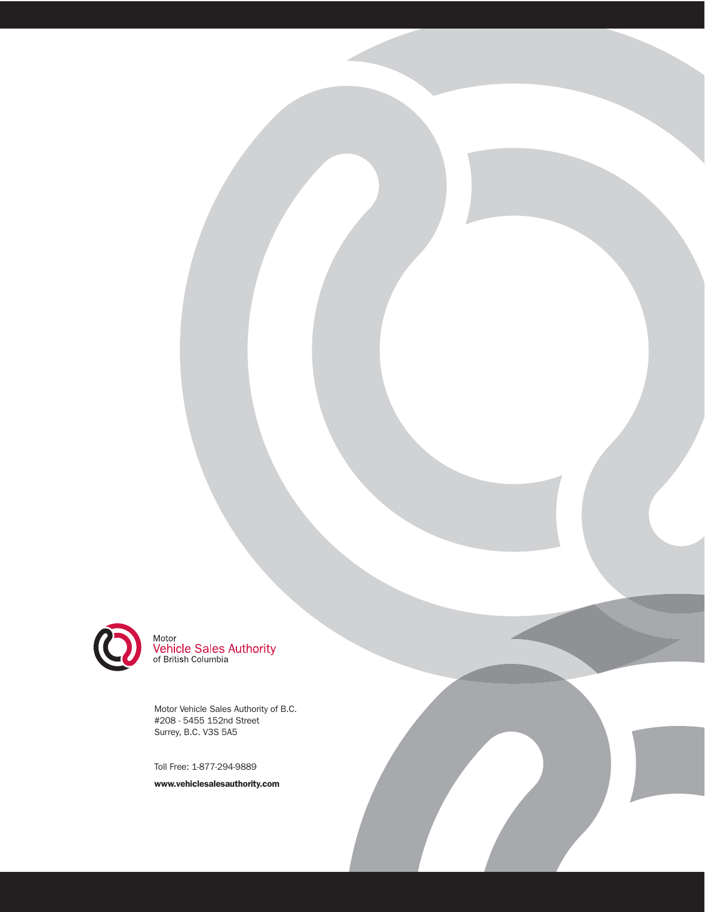Motor
Vehicle Sales Authority
of British Columbia

Motor Vehicle Sales Authority of B.C.
#208 - 5455 152nd Street
Surrey, B.C. V3S 5A5

Toll Free: 1-877-294-9889

**www.vehiclesalesauthority.com**